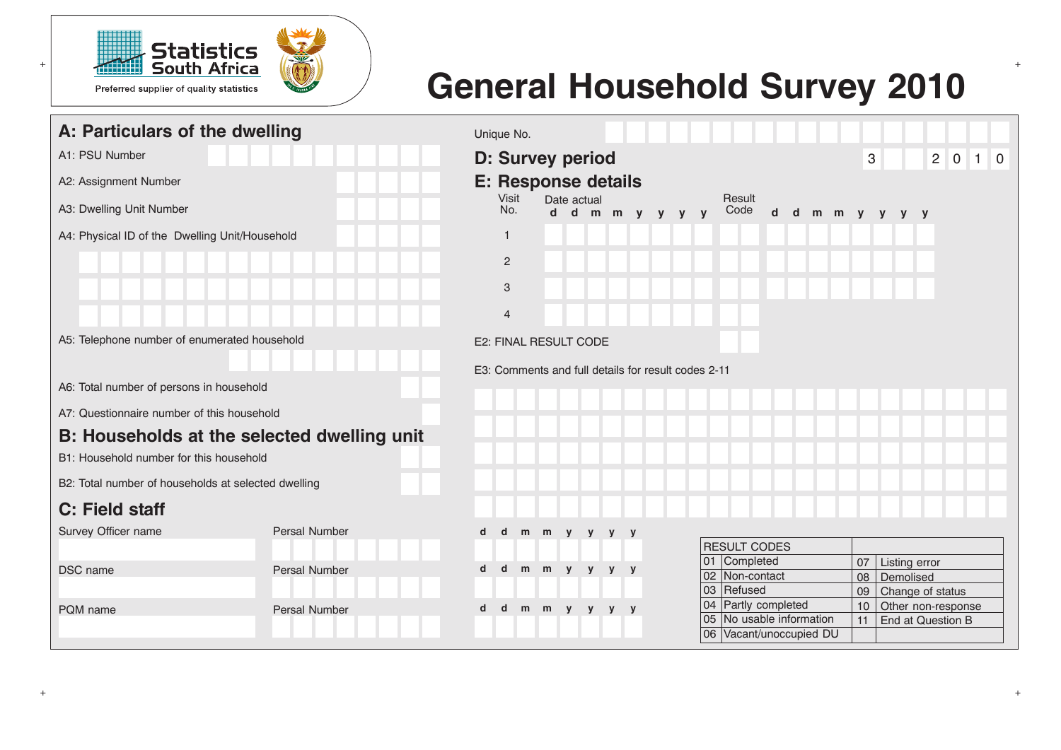Statistics South Africa

Preferred supplier of quality statistics

# General Household Survey 2010

## A: Particulars of the dwelling

A1: PSU Number

A2: Assignment Number

A3: Dwelling Unit Number

A4: Physical ID of the Dwelling Unit/Household

A5: Telephone number of enumerated household

A6: Total number of persons in household

A7: Questionnaire number of this household

## B: Households at the selected dwelling unit

B1: Household number for this household

B2: Total number of households at selected dwelling

## C: Field staff

| Name | Persal Number | d d m m y y y y |
|---|---|---|
| Survey Officer name | | |
| DSC name | | |
| PQM name | | |

Unique No.

## D: Survey period

3 &nbsp; 2 0 1 0

## E: Response details

| Visit No. | Date actual (d d m m y y y y) | Result Code | d d m m y y y y |
|---|---|---|---|
| 1 | | | |
| 2 | | | |
| 3 | | | |
| 4 | | | |

E2: FINAL RESULT CODE

E3: Comments and full details for result codes 2-11

| RESULT CODES | | | |
|---|---|---|---|
| 01 | Completed | 07 | Listing error |
| 02 | Non-contact | 08 | Demolised |
| 03 | Refused | 09 | Change of status |
| 04 | Partly completed | 10 | Other non-response |
| 05 | No usable information | 11 | End at Question B |
| 06 | Vacant/unoccupied DU | | |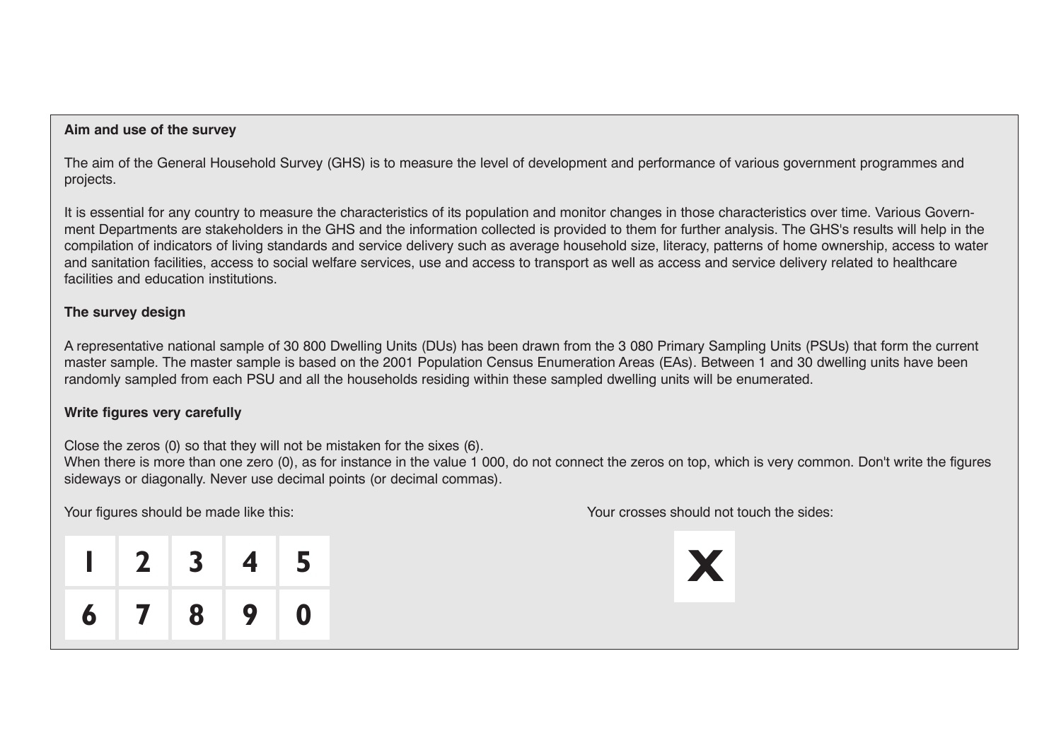**Aim and use of the survey**

The aim of the General Household Survey (GHS) is to measure the level of development and performance of various government programmes and projects.

It is essential for any country to measure the characteristics of its population and monitor changes in those characteristics over time. Various Government Departments are stakeholders in the GHS and the information collected is provided to them for further analysis. The GHS's results will help in the compilation of indicators of living standards and service delivery such as average household size, literacy, patterns of home ownership, access to water and sanitation facilities, access to social welfare services, use and access to transport as well as access and service delivery related to healthcare facilities and education institutions.

**The survey design**

A representative national sample of 30 800 Dwelling Units (DUs) has been drawn from the 3 080 Primary Sampling Units (PSUs) that form the current master sample. The master sample is based on the 2001 Population Census Enumeration Areas (EAs). Between 1 and 30 dwelling units have been randomly sampled from each PSU and all the households residing within these sampled dwelling units will be enumerated.

**Write figures very carefully**

Close the zeros (0) so that they will not be mistaken for the sixes (6).
When there is more than one zero (0), as for instance in the value 1 000, do not connect the zeros on top, which is very common. Don't write the figures sideways or diagonally. Never use decimal points (or decimal commas).

Your figures should be made like this:

| | | | | |
|---|---|---|---|---|
| 1 | 2 | 3 | 4 | 5 |
| 6 | 7 | 8 | 9 | 0 |

Your crosses should not touch the sides:

| |
|---|
| X |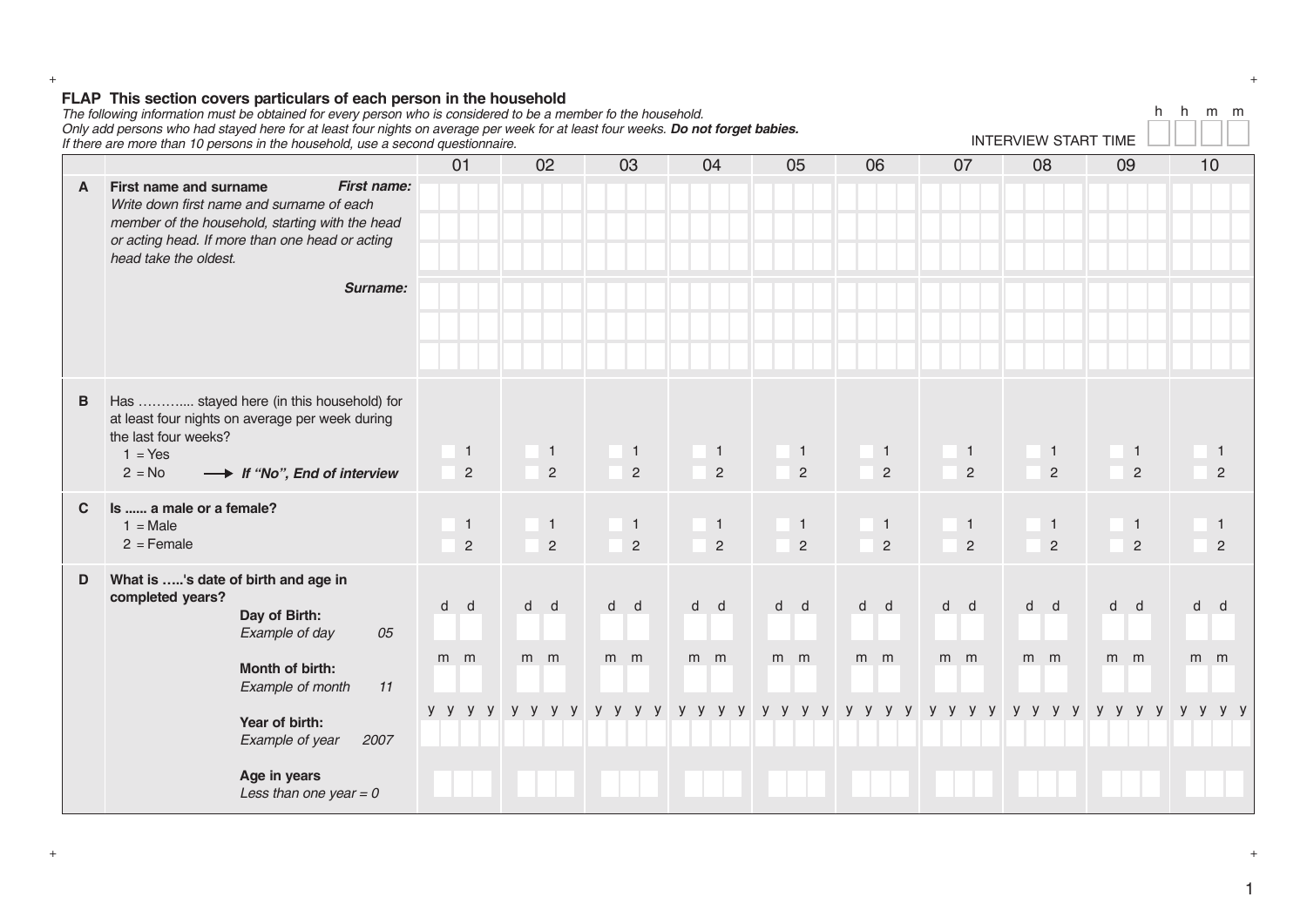## FLAP This section covers particulars of each person in the household

*The following information must be obtained for every person who is considered to be a member fo the household.*
*Only add persons who had stayed here for at least four nights on average per week for at least four weeks.* ***Do not forget babies.***
*If there are more than 10 persons in the household, use a second questionnaire.*

INTERVIEW START TIME h h m m

| | | 01 | 02 | 03 | 04 | 05 | 06 | 07 | 08 | 09 | 10 |
|---|---|---|---|---|---|---|---|---|---|---|---|
| **A** | **First name and surname** *Write down first name and surname of each member of the household, starting with the head or acting head. If more than one head or acting head take the oldest.* ***First name:*** | | | | | | | | | | |
| | ***Surname:*** | | | | | | | | | | |
| **B** | Has ……….. stayed here (in this household) for at least four nights on average per week during the last four weeks? 1 = Yes 2 = No → ***If "No", End of interview*** | 1 2 | 1 2 | 1 2 | 1 2 | 1 2 | 1 2 | 1 2 | 1 2 | 1 2 | 1 2 |
| **C** | **Is ...... a male or a female?** 1 = Male 2 = Female | 1 2 | 1 2 | 1 2 | 1 2 | 1 2 | 1 2 | 1 2 | 1 2 | 1 2 | 1 2 |
| **D** | **What is …..'s date of birth and age in completed years?** | | | | | | | | | | |
| | **Day of Birth:** *Example of day 05* | d d | d d | d d | d d | d d | d d | d d | d d | d d | d d |
| | **Month of birth:** *Example of month 11* | m m | m m | m m | m m | m m | m m | m m | m m | m m | m m |
| | **Year of birth:** *Example of year 2007* | y y y y | y y y y | y y y y | y y y y | y y y y | y y y y | y y y y | y y y y | y y y y | y y y y |
| | **Age in years** *Less than one year = 0* | | | | | | | | | | |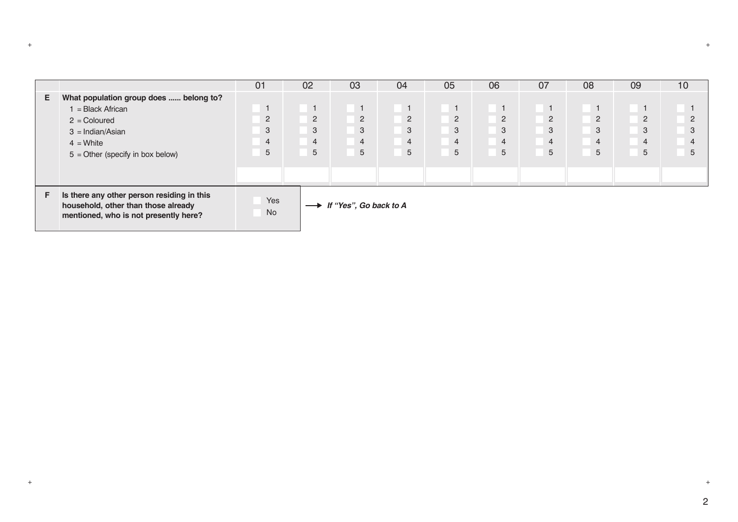| | | 01 | 02 | 03 | 04 | 05 | 06 | 07 | 08 | 09 | 10 |
|---|---|---|---|---|---|---|---|---|---|---|---|
| E | **What population group does ...... belong to?**<br>1 = Black African<br>2 = Coloured<br>3 = Indian/Asian<br>4 = White<br>5 = Other (specify in box below) | 1<br>2<br>3<br>4<br>5 | 1<br>2<br>3<br>4<br>5 | 1<br>2<br>3<br>4<br>5 | 1<br>2<br>3<br>4<br>5 | 1<br>2<br>3<br>4<br>5 | 1<br>2<br>3<br>4<br>5 | 1<br>2<br>3<br>4<br>5 | 1<br>2<br>3<br>4<br>5 | 1<br>2<br>3<br>4<br>5 | 1<br>2<br>3<br>4<br>5 |
| | | | | | | | | | | | |

| | | | |
|---|---|---|---|
| F | **Is there any other person residing in this household, other than those already mentioned, who is not presently here?** | Yes<br>No | → ***If "Yes", Go back to A*** |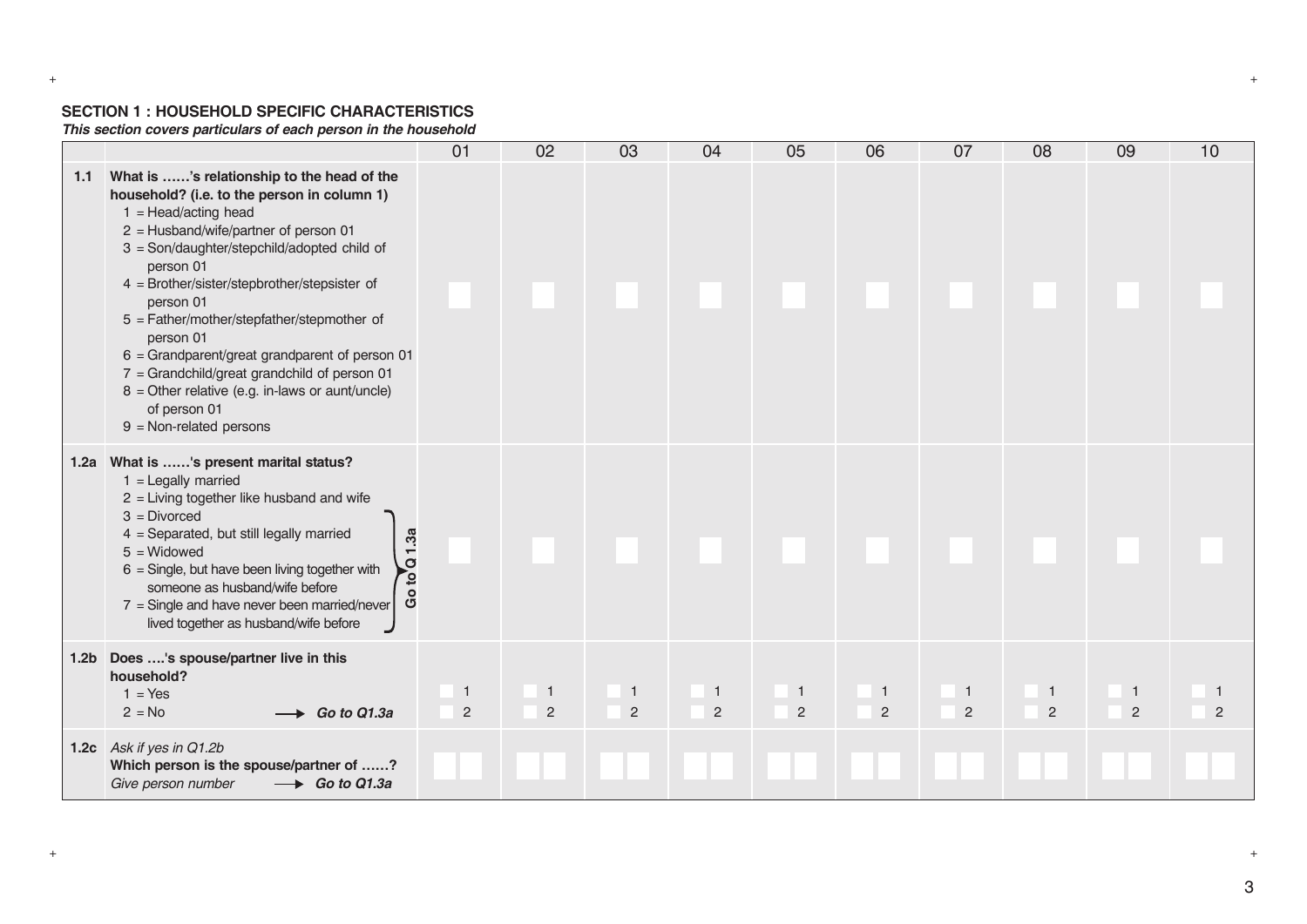**SECTION 1 : HOUSEHOLD SPECIFIC CHARACTERISTICS**

***This section covers particulars of each person in the household***

| | | 01 | 02 | 03 | 04 | 05 | 06 | 07 | 08 | 09 | 10 |
|---|---|---|---|---|---|---|---|---|---|---|---|
| **1.1** | **What is ……'s relationship to the head of the household? (i.e. to the person in column 1)**<br>1 = Head/acting head<br>2 = Husband/wife/partner of person 01<br>3 = Son/daughter/stepchild/adopted child of person 01<br>4 = Brother/sister/stepbrother/stepsister of person 01<br>5 = Father/mother/stepfather/stepmother of person 01<br>6 = Grandparent/great grandparent of person 01<br>7 = Grandchild/great grandchild of person 01<br>8 = Other relative (e.g. in-laws or aunt/uncle) of person 01<br>9 = Non-related persons | | | | | | | | | | |
| **1.2a** | **What is ……'s present marital status?**<br>1 = Legally married<br>2 = Living together like husband and wife<br>3 = Divorced<br>4 = Separated, but still legally married<br>5 = Widowed<br>6 = Single, but have been living together with someone as husband/wife before<br>7 = Single and have never been married/never lived together as husband/wife before<br>(3–7: **Go to Q 1.3a**) | | | | | | | | | | |
| **1.2b** | **Does ….'s spouse/partner live in this household?**<br>1 = Yes<br>2 = No → ***Go to Q1.3a*** | 1<br>2 | 1<br>2 | 1<br>2 | 1<br>2 | 1<br>2 | 1<br>2 | 1<br>2 | 1<br>2 | 1<br>2 | 1<br>2 |
| **1.2c** | *Ask if yes in Q1.2b*<br>**Which person is the spouse/partner of ……?**<br>*Give person number* → ***Go to Q1.3a*** | | | | | | | | | | |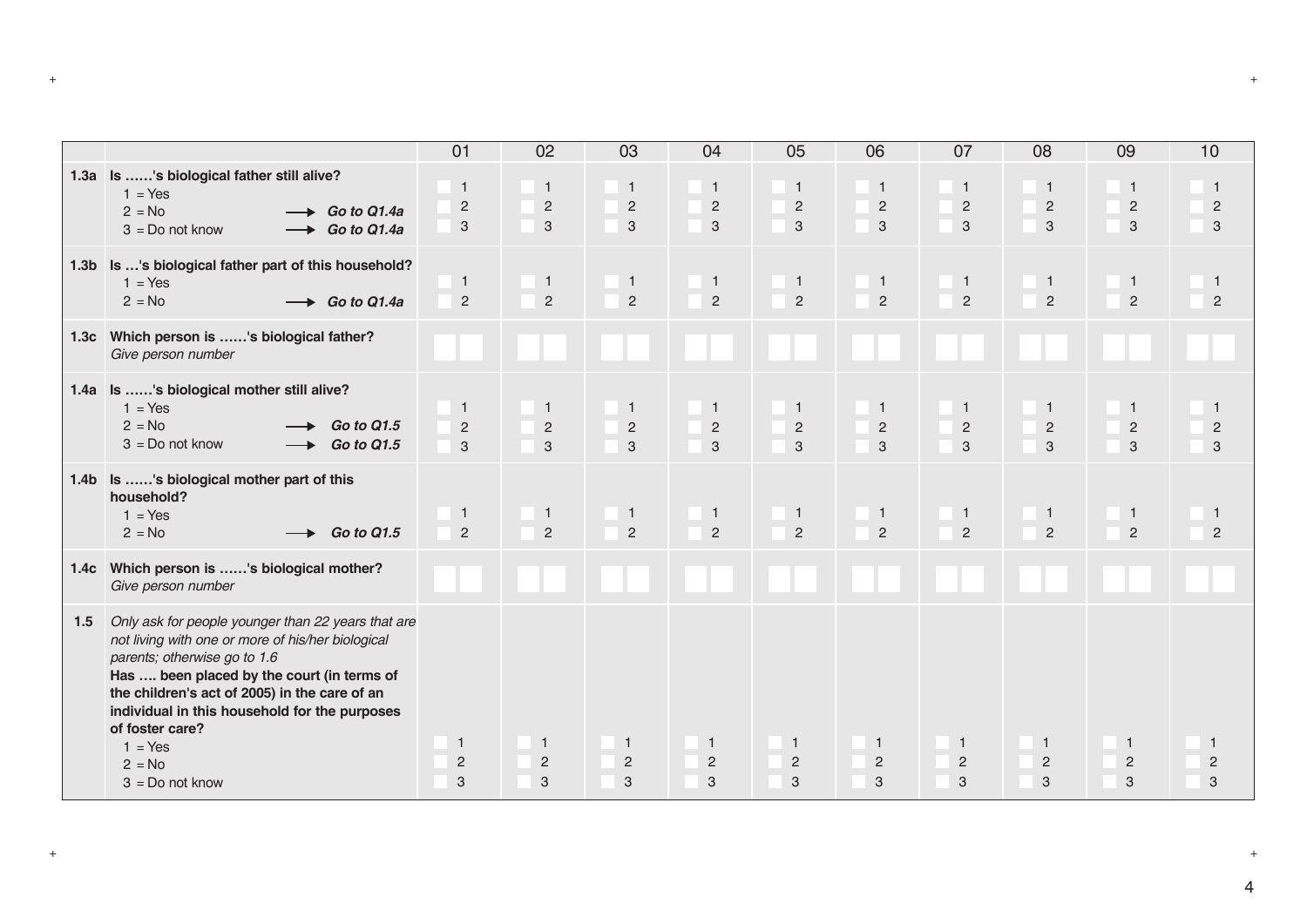| | | 01 | 02 | 03 | 04 | 05 | 06 | 07 | 08 | 09 | 10 |
|---|---|---|---|---|---|---|---|---|---|---|---|
| 1.3a | **Is ……'s biological father still alive?**<br>1 = Yes<br>2 = No → ***Go to Q1.4a***<br>3 = Do not know → ***Go to Q1.4a*** | 1<br>2<br>3 | 1<br>2<br>3 | 1<br>2<br>3 | 1<br>2<br>3 | 1<br>2<br>3 | 1<br>2<br>3 | 1<br>2<br>3 | 1<br>2<br>3 | 1<br>2<br>3 | 1<br>2<br>3 |
| 1.3b | **Is …'s biological father part of this household?**<br>1 = Yes<br>2 = No → ***Go to Q1.4a*** | 1<br>2 | 1<br>2 | 1<br>2 | 1<br>2 | 1<br>2 | 1<br>2 | 1<br>2 | 1<br>2 | 1<br>2 | 1<br>2 |
| 1.3c | **Which person is ……'s biological father?**<br>*Give person number* | | | | | | | | | | |
| 1.4a | **Is ……'s biological mother still alive?**<br>1 = Yes<br>2 = No → ***Go to Q1.5***<br>3 = Do not know → ***Go to Q1.5*** | 1<br>2<br>3 | 1<br>2<br>3 | 1<br>2<br>3 | 1<br>2<br>3 | 1<br>2<br>3 | 1<br>2<br>3 | 1<br>2<br>3 | 1<br>2<br>3 | 1<br>2<br>3 | 1<br>2<br>3 |
| 1.4b | **Is ……'s biological mother part of this household?**<br>1 = Yes<br>2 = No → ***Go to Q1.5*** | 1<br>2 | 1<br>2 | 1<br>2 | 1<br>2 | 1<br>2 | 1<br>2 | 1<br>2 | 1<br>2 | 1<br>2 | 1<br>2 |
| 1.4c | **Which person is ……'s biological mother?**<br>*Give person number* | | | | | | | | | | |
| 1.5 | *Only ask for people younger than 22 years that are not living with one or more of his/her biological parents; otherwise go to 1.6*<br>**Has …. been placed by the court (in terms of the children's act of 2005) in the care of an individual in this household for the purposes of foster care?**<br>1 = Yes<br>2 = No<br>3 = Do not know | 1<br>2<br>3 | 1<br>2<br>3 | 1<br>2<br>3 | 1<br>2<br>3 | 1<br>2<br>3 | 1<br>2<br>3 | 1<br>2<br>3 | 1<br>2<br>3 | 1<br>2<br>3 | 1<br>2<br>3 |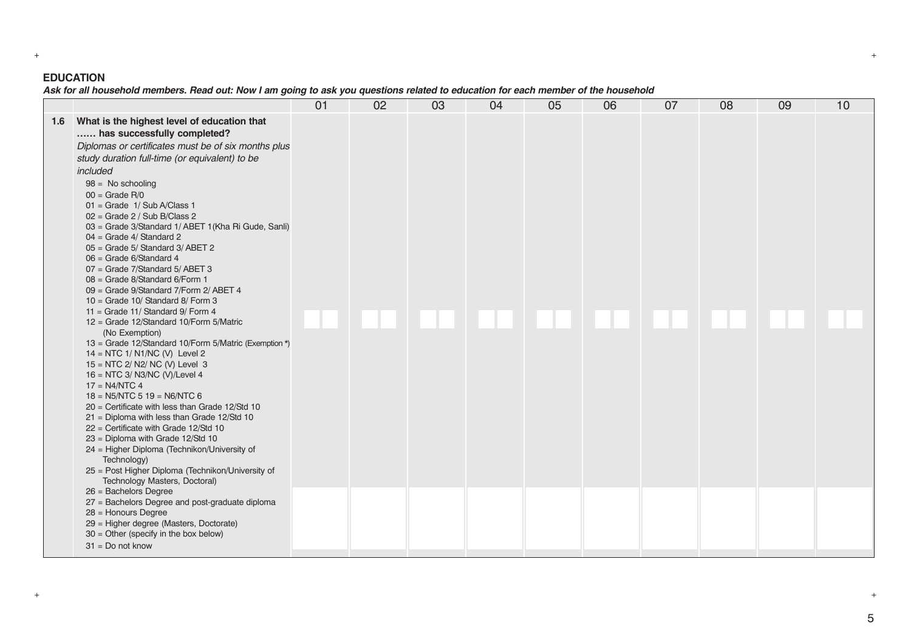## EDUCATION

***Ask for all household members. Read out: Now I am going to ask you questions related to education for each member of the household***

| | | 01 | 02 | 03 | 04 | 05 | 06 | 07 | 08 | 09 | 10 |
|---|---|---|---|---|---|---|---|---|---|---|---|
| **1.6** | **What is the highest level of education that …… has successfully completed?**<br>*Diplomas or certificates must be of six months plus study duration full-time (or equivalent) to be included*<br>98 = No schooling<br>00 = Grade R/0<br>01 = Grade 1/ Sub A/Class 1<br>02 = Grade 2 / Sub B/Class 2<br>03 = Grade 3/Standard 1/ ABET 1(Kha Ri Gude, Sanli)<br>04 = Grade 4/ Standard 2<br>05 = Grade 5/ Standard 3/ ABET 2<br>06 = Grade 6/Standard 4<br>07 = Grade 7/Standard 5/ ABET 3<br>08 = Grade 8/Standard 6/Form 1<br>09 = Grade 9/Standard 7/Form 2/ ABET 4<br>10 = Grade 10/ Standard 8/ Form 3<br>11 = Grade 11/ Standard 9/ Form 4<br>12 = Grade 12/Standard 10/Form 5/Matric (No Exemption)<br>13 = Grade 12/Standard 10/Form 5/Matric (Exemption *)<br>14 = NTC 1/ N1/NC (V) Level 2<br>15 = NTC 2/ N2/ NC (V) Level 3<br>16 = NTC 3/ N3/NC (V)/Level 4<br>17 = N4/NTC 4<br>18 = N5/NTC 5 19 = N6/NTC 6<br>20 = Certificate with less than Grade 12/Std 10<br>21 = Diploma with less than Grade 12/Std 10<br>22 = Certificate with Grade 12/Std 10<br>23 = Diploma with Grade 12/Std 10<br>24 = Higher Diploma (Technikon/University of Technology)<br>25 = Post Higher Diploma (Technikon/University of Technology Masters, Doctoral)<br>26 = Bachelors Degree<br>27 = Bachelors Degree and post-graduate diploma<br>28 = Honours Degree<br>29 = Higher degree (Masters, Doctorate)<br>30 = Other (specify in the box below)<br>31 = Do not know | | | | | | | | | | |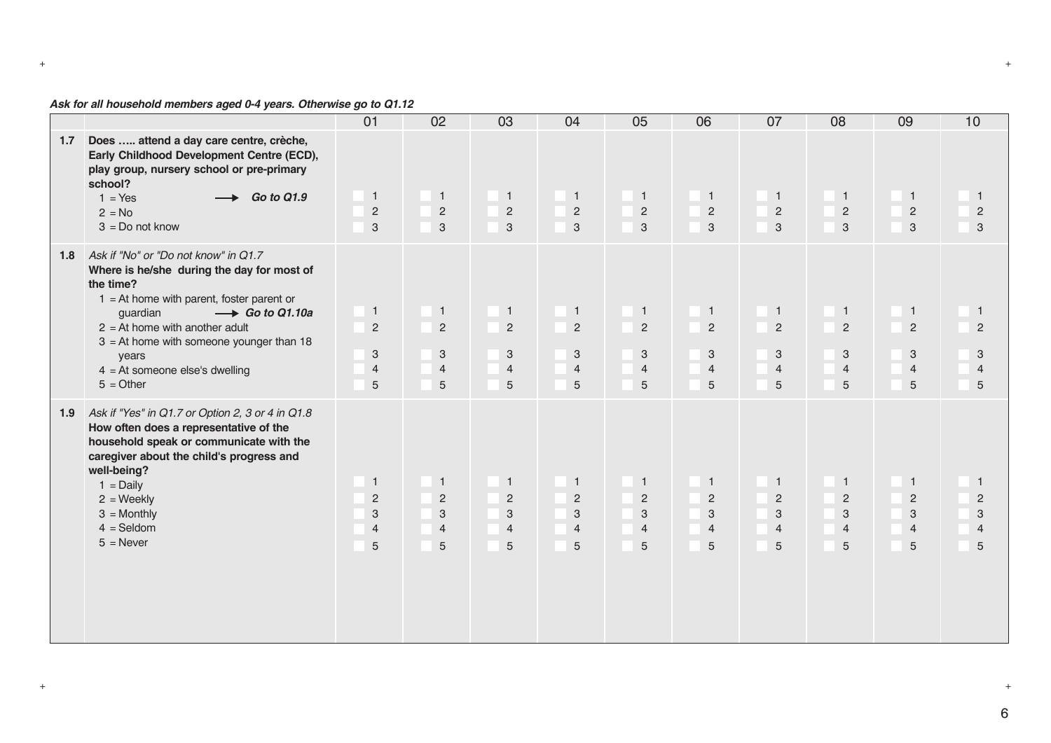*Ask for all household members aged 0-4 years. Otherwise go to Q1.12*

| | | 01 | 02 | 03 | 04 | 05 | 06 | 07 | 08 | 09 | 10 |
|---|---|---|---|---|---|---|---|---|---|---|---|
| 1.7 | **Does ….. attend a day care centre, crèche, Early Childhood Development Centre (ECD), play group, nursery school or pre-primary school?**<br>1 = Yes ⟶ ***Go to Q1.9***<br>2 = No<br>3 = Do not know | 1<br>2<br>3 | 1<br>2<br>3 | 1<br>2<br>3 | 1<br>2<br>3 | 1<br>2<br>3 | 1<br>2<br>3 | 1<br>2<br>3 | 1<br>2<br>3 | 1<br>2<br>3 | 1<br>2<br>3 |
| 1.8 | *Ask if "No" or "Do not know" in Q1.7*<br>**Where is he/she during the day for most of the time?**<br>1 = At home with parent, foster parent or guardian ⟶ ***Go to Q1.10a***<br>2 = At home with another adult<br>3 = At home with someone younger than 18 years<br>4 = At someone else's dwelling<br>5 = Other | 1<br>2<br>3<br>4<br>5 | 1<br>2<br>3<br>4<br>5 | 1<br>2<br>3<br>4<br>5 | 1<br>2<br>3<br>4<br>5 | 1<br>2<br>3<br>4<br>5 | 1<br>2<br>3<br>4<br>5 | 1<br>2<br>3<br>4<br>5 | 1<br>2<br>3<br>4<br>5 | 1<br>2<br>3<br>4<br>5 | 1<br>2<br>3<br>4<br>5 |
| 1.9 | *Ask if "Yes" in Q1.7 or Option 2, 3 or 4 in Q1.8*<br>**How often does a representative of the household speak or communicate with the caregiver about the child's progress and well-being?**<br>1 = Daily<br>2 = Weekly<br>3 = Monthly<br>4 = Seldom<br>5 = Never | 1<br>2<br>3<br>4<br>5 | 1<br>2<br>3<br>4<br>5 | 1<br>2<br>3<br>4<br>5 | 1<br>2<br>3<br>4<br>5 | 1<br>2<br>3<br>4<br>5 | 1<br>2<br>3<br>4<br>5 | 1<br>2<br>3<br>4<br>5 | 1<br>2<br>3<br>4<br>5 | 1<br>2<br>3<br>4<br>5 | 1<br>2<br>3<br>4<br>5 |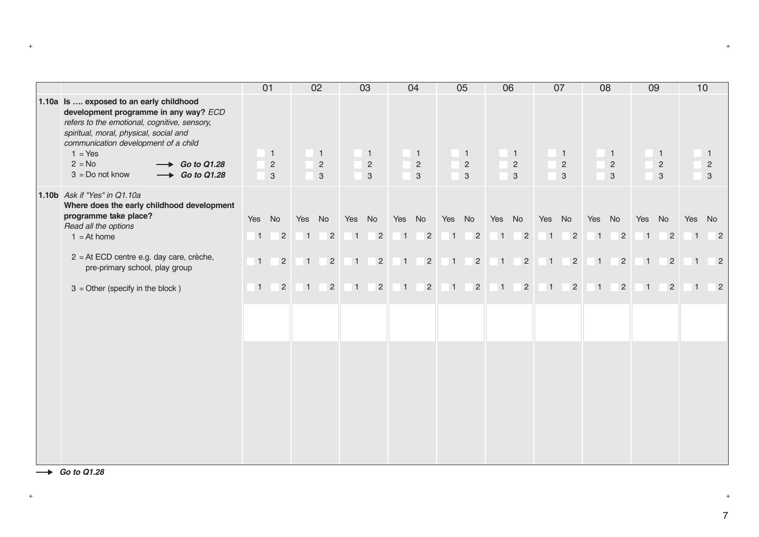| | | 01 | 02 | 03 | 04 | 05 | 06 | 07 | 08 | 09 | 10 |
|---|---|---|---|---|---|---|---|---|---|---|---|
| **1.10a** | **Is …. exposed to an early childhood development programme in any way?** *ECD refers to the emotional, cognitive, sensory, spiritual, moral, physical, social and communication development of a child*<br>1 = Yes<br>2 = No → ***Go to Q1.28***<br>3 = Do not know → ***Go to Q1.28*** | 1<br>2<br>3 | 1<br>2<br>3 | 1<br>2<br>3 | 1<br>2<br>3 | 1<br>2<br>3 | 1<br>2<br>3 | 1<br>2<br>3 | 1<br>2<br>3 | 1<br>2<br>3 | 1<br>2<br>3 |
| **1.10b** | *Ask if "Yes" in Q1.10a*<br>**Where does the early childhood development programme take place?**<br>*Read all the options* | Yes No | Yes No | Yes No | Yes No | Yes No | Yes No | Yes No | Yes No | Yes No | Yes No |
| | 1 = At home | 1 2 | 1 2 | 1 2 | 1 2 | 1 2 | 1 2 | 1 2 | 1 2 | 1 2 | 1 2 |
| | 2 = At ECD centre e.g. day care, crèche, pre-primary school, play group | 1 2 | 1 2 | 1 2 | 1 2 | 1 2 | 1 2 | 1 2 | 1 2 | 1 2 | 1 2 |
| | 3 = Other (specify in the block ) | 1 2 | 1 2 | 1 2 | 1 2 | 1 2 | 1 2 | 1 2 | 1 2 | 1 2 | 1 2 |
| | | | | | | | | | | | |

→ ***Go to Q1.28***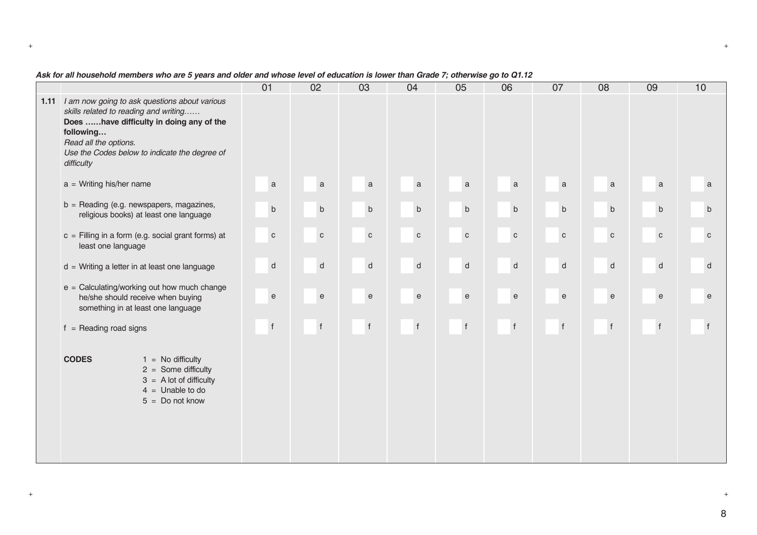*Ask for all household members who are 5 years and older and whose level of education is lower than Grade 7; otherwise go to Q1.12*

| | | 01 | 02 | 03 | 04 | 05 | 06 | 07 | 08 | 09 | 10 |
|---|---|---|---|---|---|---|---|---|---|---|---|
| **1.11** | *I am now going to ask questions about various skills related to reading and writing……* **Does ……have difficulty in doing any of the following…** *Read all the options.* *Use the Codes below to indicate the degree of difficulty* | | | | | | | | | | |
| | a = Writing his/her name | a | a | a | a | a | a | a | a | a | a |
| | b = Reading (e.g. newspapers, magazines, religious books) at least one language | b | b | b | b | b | b | b | b | b | b |
| | c = Filling in a form (e.g. social grant forms) at least one language | c | c | c | c | c | c | c | c | c | c |
| | d = Writing a letter in at least one language | d | d | d | d | d | d | d | d | d | d |
| | e = Calculating/working out how much change he/she should receive when buying something in at least one language | e | e | e | e | e | e | e | e | e | e |
| | f = Reading road signs | f | f | f | f | f | f | f | f | f | f |
| | **CODES** 1 = No difficulty; 2 = Some difficulty; 3 = A lot of difficulty; 4 = Unable to do; 5 = Do not know | | | | | | | | | | |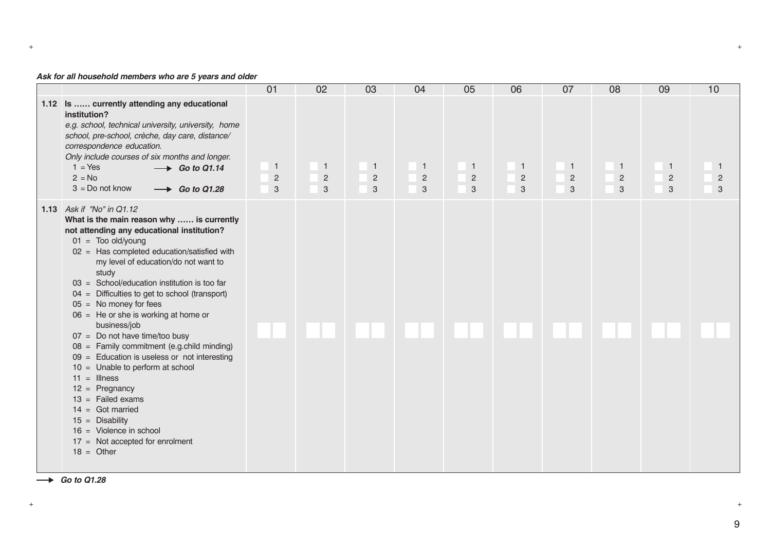***Ask for all household members who are 5 years and older***

| | | 01 | 02 | 03 | 04 | 05 | 06 | 07 | 08 | 09 | 10 |
|---|---|---|---|---|---|---|---|---|---|---|---|
| **1.12** | **Is …… currently attending any educational institution?**<br>*e.g. school, technical university, university, home school, pre-school, crèche, day care, distance/ correspondence education.*<br>*Only include courses of six months and longer.*<br>1 = Yes → ***Go to Q1.14***<br>2 = No<br>3 = Do not know → ***Go to Q1.28*** | 1<br>2<br>3 | 1<br>2<br>3 | 1<br>2<br>3 | 1<br>2<br>3 | 1<br>2<br>3 | 1<br>2<br>3 | 1<br>2<br>3 | 1<br>2<br>3 | 1<br>2<br>3 | 1<br>2<br>3 |
| **1.13** | *Ask if "No" in Q1.12*<br>**What is the main reason why …… is currently not attending any educational institution?**<br>01 = Too old/young<br>02 = Has completed education/satisfied with my level of education/do not want to study<br>03 = School/education institution is too far<br>04 = Difficulties to get to school (transport)<br>05 = No money for fees<br>06 = He or she is working at home or business/job<br>07 = Do not have time/too busy<br>08 = Family commitment (e.g.child minding)<br>09 = Education is useless or not interesting<br>10 = Unable to perform at school<br>11 = Illness<br>12 = Pregnancy<br>13 = Failed exams<br>14 = Got married<br>15 = Disability<br>16 = Violence in school<br>17 = Not accepted for enrolment<br>18 = Other | | | | | | | | | | |

→ ***Go to Q1.28***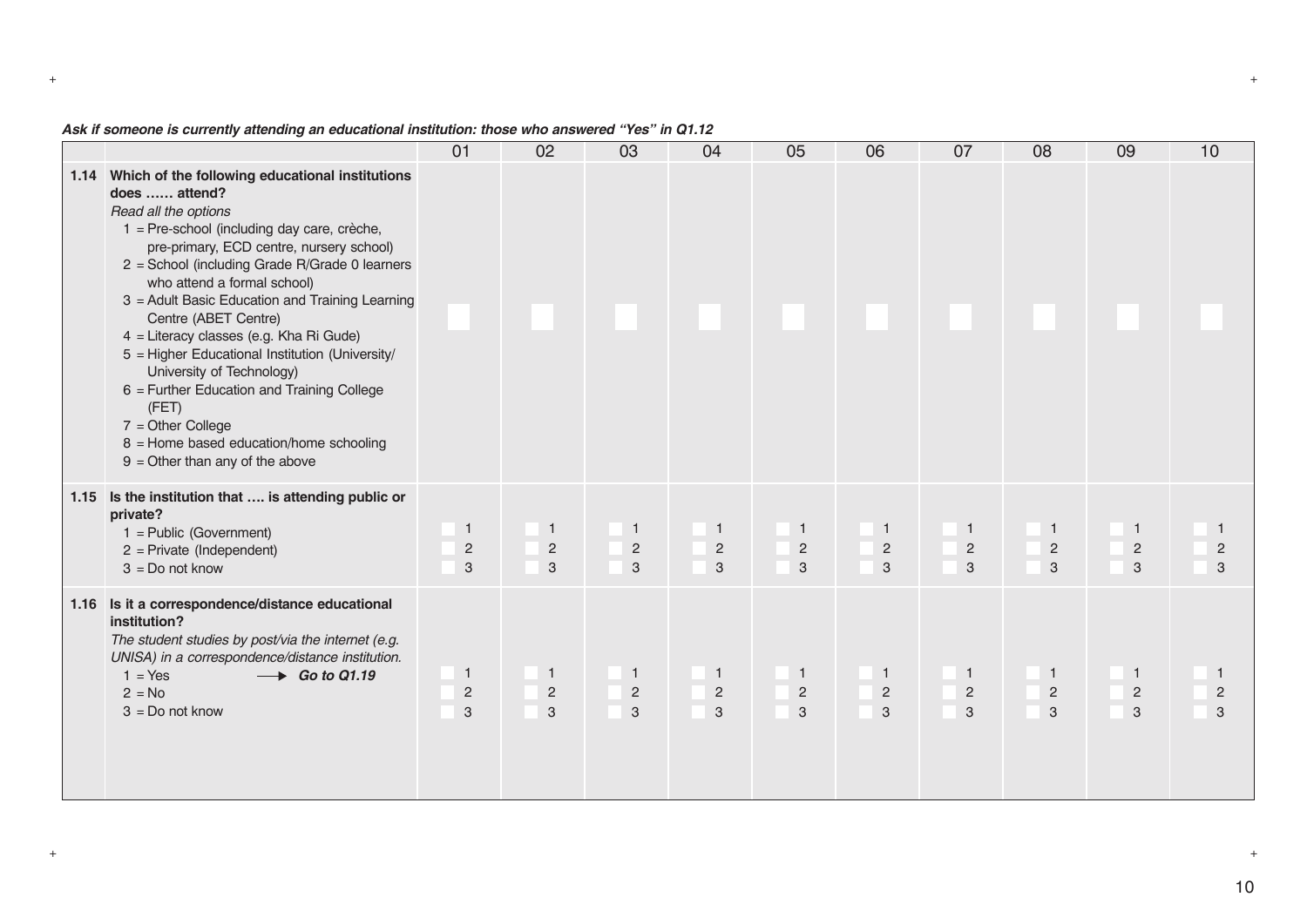***Ask if someone is currently attending an educational institution: those who answered "Yes" in Q1.12***

| | | 01 | 02 | 03 | 04 | 05 | 06 | 07 | 08 | 09 | 10 |
|---|---|---|---|---|---|---|---|---|---|---|---|
| 1.14 | **Which of the following educational institutions does …… attend?**<br>*Read all the options*<br>1 = Pre-school (including day care, crèche, pre-primary, ECD centre, nursery school)<br>2 = School (including Grade R/Grade 0 learners who attend a formal school)<br>3 = Adult Basic Education and Training Learning Centre (ABET Centre)<br>4 = Literacy classes (e.g. Kha Ri Gude)<br>5 = Higher Educational Institution (University/ University of Technology)<br>6 = Further Education and Training College (FET)<br>7 = Other College<br>8 = Home based education/home schooling<br>9 = Other than any of the above | | | | | | | | | | |
| 1.15 | **Is the institution that …. is attending public or private?**<br>1 = Public (Government)<br>2 = Private (Independent)<br>3 = Do not know | 1<br>2<br>3 | 1<br>2<br>3 | 1<br>2<br>3 | 1<br>2<br>3 | 1<br>2<br>3 | 1<br>2<br>3 | 1<br>2<br>3 | 1<br>2<br>3 | 1<br>2<br>3 | 1<br>2<br>3 |
| 1.16 | **Is it a correspondence/distance educational institution?**<br>*The student studies by post/via the internet (e.g. UNISA) in a correspondence/distance institution.*<br>1 = Yes → ***Go to Q1.19***<br>2 = No<br>3 = Do not know | 1<br>2<br>3 | 1<br>2<br>3 | 1<br>2<br>3 | 1<br>2<br>3 | 1<br>2<br>3 | 1<br>2<br>3 | 1<br>2<br>3 | 1<br>2<br>3 | 1<br>2<br>3 | 1<br>2<br>3 |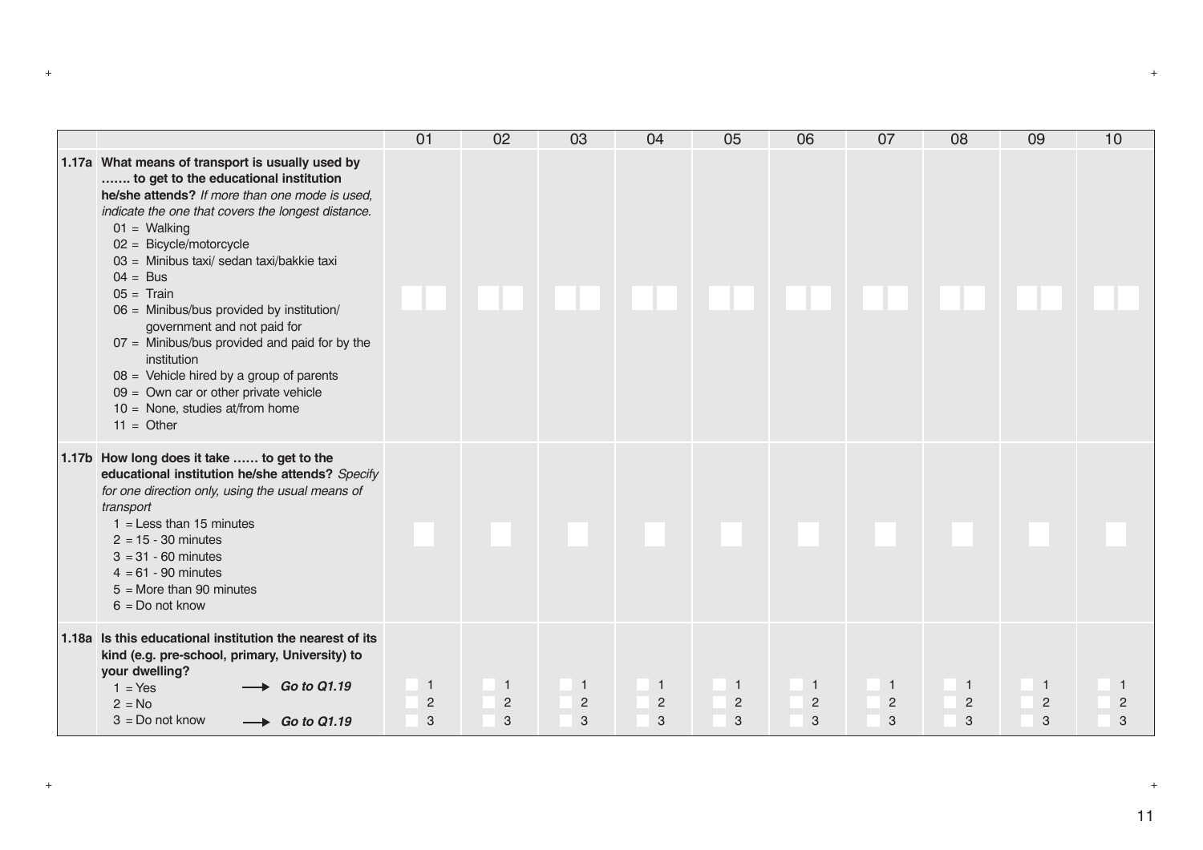| | | 01 | 02 | 03 | 04 | 05 | 06 | 07 | 08 | 09 | 10 |
|---|---|---|---|---|---|---|---|---|---|---|---|
| **1.17a** | **What means of transport is usually used by ……. to get to the educational institution he/she attends?** *If more than one mode is used, indicate the one that covers the longest distance.*<br>01 = Walking<br>02 = Bicycle/motorcycle<br>03 = Minibus taxi/ sedan taxi/bakkie taxi<br>04 = Bus<br>05 = Train<br>06 = Minibus/bus provided by institution/ government and not paid for<br>07 = Minibus/bus provided and paid for by the institution<br>08 = Vehicle hired by a group of parents<br>09 = Own car or other private vehicle<br>10 = None, studies at/from home<br>11 = Other | | | | | | | | | | |
| **1.17b** | **How long does it take …… to get to the educational institution he/she attends?** *Specify for one direction only, using the usual means of transport*<br>1 = Less than 15 minutes<br>2 = 15 - 30 minutes<br>3 = 31 - 60 minutes<br>4 = 61 - 90 minutes<br>5 = More than 90 minutes<br>6 = Do not know | | | | | | | | | | |
| **1.18a** | **Is this educational institution the nearest of its kind (e.g. pre-school, primary, University) to your dwelling?**<br>1 = Yes → ***Go to Q1.19***<br>2 = No<br>3 = Do not know → ***Go to Q1.19*** | 1<br>2<br>3 | 1<br>2<br>3 | 1<br>2<br>3 | 1<br>2<br>3 | 1<br>2<br>3 | 1<br>2<br>3 | 1<br>2<br>3 | 1<br>2<br>3 | 1<br>2<br>3 | 1<br>2<br>3 |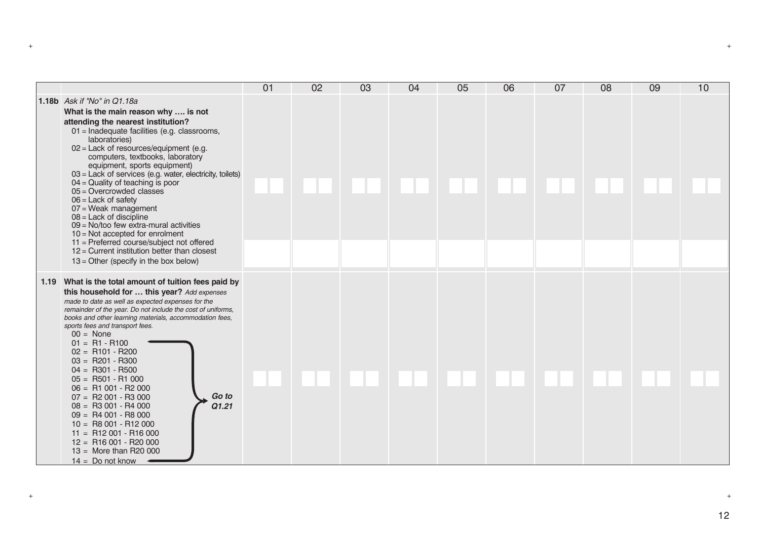| | | 01 | 02 | 03 | 04 | 05 | 06 | 07 | 08 | 09 | 10 |
|---|---|---|---|---|---|---|---|---|---|---|---|
| **1.18b** | *Ask if "No" in Q1.18a*<br>**What is the main reason why …. is not attending the nearest institution?**<br>01 = Inadequate facilities (e.g. classrooms, laboratories)<br>02 = Lack of resources/equipment (e.g. computers, textbooks, laboratory equipment, sports equipment)<br>03 = Lack of services (e.g. water, electricity, toilets)<br>04 = Quality of teaching is poor<br>05 = Overcrowded classes<br>06 = Lack of safety<br>07 = Weak management<br>08 = Lack of discipline<br>09 = No/too few extra-mural activities<br>10 = Not accepted for enrolment<br>11 = Preferred course/subject not offered<br>12 = Current institution better than closest<br>13 = Other (specify in the box below) | | | | | | | | | | |
| **1.19** | **What is the total amount of tuition fees paid by this household for … this year?** *Add expenses made to date as well as expected expenses for the remainder of the year. Do not include the cost of uniforms, books and other learning materials, accommodation fees, sports fees and transport fees.*<br>00 = None<br>01 = R1 - R100<br>02 = R101 - R200<br>03 = R201 - R300<br>04 = R301 - R500<br>05 = R501 - R1 000<br>06 = R1 001 - R2 000<br>07 = R2 001 - R3 000<br>08 = R3 001 - R4 000<br>09 = R4 001 - R8 000<br>10 = R8 001 - R12 000<br>11 = R12 001 - R16 000<br>12 = R16 001 - R20 000<br>13 = More than R20 000<br>14 = Do not know<br>(01–14: ***Go to Q1.21***) | | | | | | | | | | |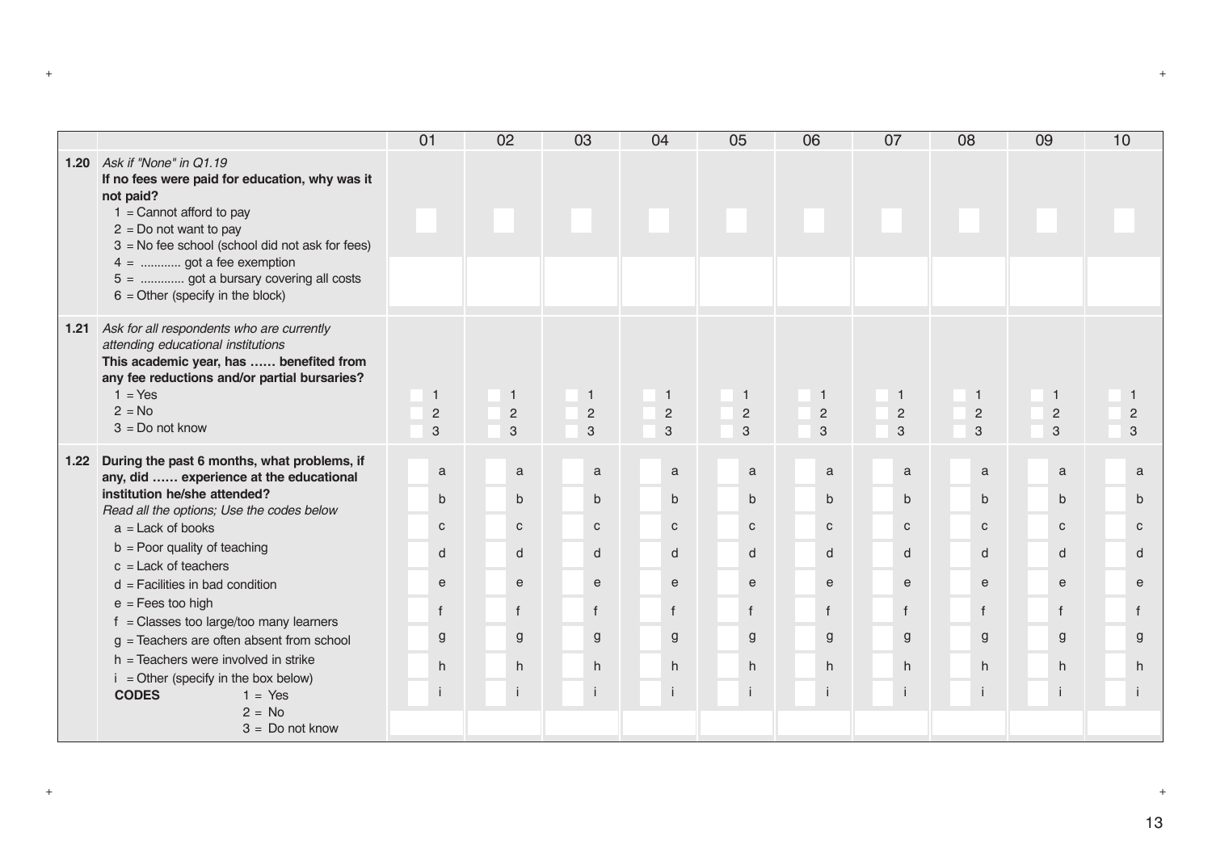| | | 01 | 02 | 03 | 04 | 05 | 06 | 07 | 08 | 09 | 10 |
|---|---|---|---|---|---|---|---|---|---|---|---|
| **1.20** | *Ask if "None" in Q1.19*<br>**If no fees were paid for education, why was it not paid?**<br>1 = Cannot afford to pay<br>2 = Do not want to pay<br>3 = No fee school (school did not ask for fees)<br>4 = ........... got a fee exemption<br>5 = ............ got a bursary covering all costs<br>6 = Other (specify in the block) | | | | | | | | | | |
| **1.21** | *Ask for all respondents who are currently attending educational institutions*<br>**This academic year, has …… benefited from any fee reductions and/or partial bursaries?**<br>1 = Yes<br>2 = No<br>3 = Do not know | 1<br>2<br>3 | 1<br>2<br>3 | 1<br>2<br>3 | 1<br>2<br>3 | 1<br>2<br>3 | 1<br>2<br>3 | 1<br>2<br>3 | 1<br>2<br>3 | 1<br>2<br>3 | 1<br>2<br>3 |
| **1.22** | **During the past 6 months, what problems, if any, did …… experience at the educational institution he/she attended?**<br>*Read all the options; Use the codes below*<br>a = Lack of books<br>b = Poor quality of teaching<br>c = Lack of teachers<br>d = Facilities in bad condition<br>e = Fees too high<br>f = Classes too large/too many learners<br>g = Teachers are often absent from school<br>h = Teachers were involved in strike<br>i = Other (specify in the box below)<br>**CODES** 1 = Yes<br>2 = No<br>3 = Do not know | a<br>b<br>c<br>d<br>e<br>f<br>g<br>h<br>i | a<br>b<br>c<br>d<br>e<br>f<br>g<br>h<br>i | a<br>b<br>c<br>d<br>e<br>f<br>g<br>h<br>i | a<br>b<br>c<br>d<br>e<br>f<br>g<br>h<br>i | a<br>b<br>c<br>d<br>e<br>f<br>g<br>h<br>i | a<br>b<br>c<br>d<br>e<br>f<br>g<br>h<br>i | a<br>b<br>c<br>d<br>e<br>f<br>g<br>h<br>i | a<br>b<br>c<br>d<br>e<br>f<br>g<br>h<br>i | a<br>b<br>c<br>d<br>e<br>f<br>g<br>h<br>i | a<br>b<br>c<br>d<br>e<br>f<br>g<br>h<br>i |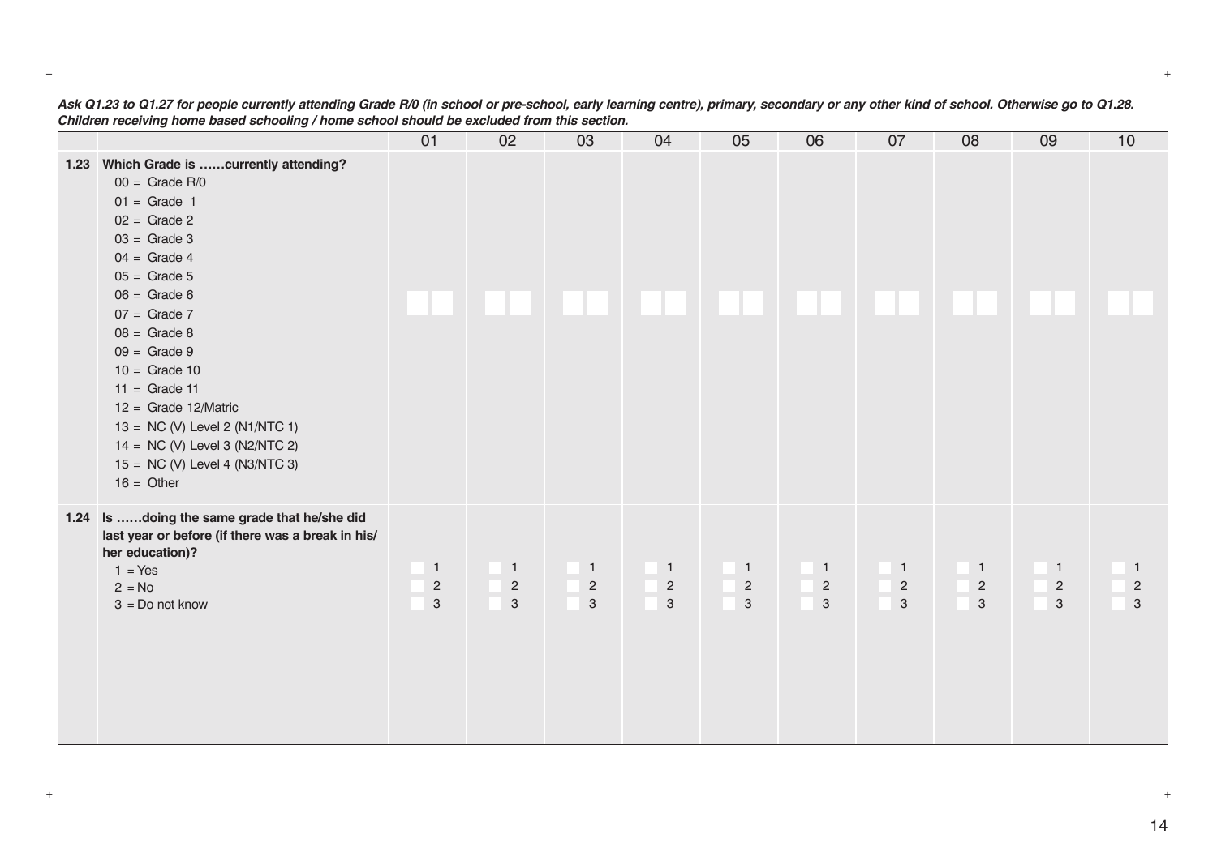***Ask Q1.23 to Q1.27 for people currently attending Grade R/0 (in school or pre-school, early learning centre), primary, secondary or any other kind of school. Otherwise go to Q1.28. Children receiving home based schooling / home school should be excluded from this section.***

| | | 01 | 02 | 03 | 04 | 05 | 06 | 07 | 08 | 09 | 10 |
|---|---|---|---|---|---|---|---|---|---|---|---|
| **1.23** | **Which Grade is ……currently attending?**<br>00 = Grade R/0<br>01 = Grade 1<br>02 = Grade 2<br>03 = Grade 3<br>04 = Grade 4<br>05 = Grade 5<br>06 = Grade 6<br>07 = Grade 7<br>08 = Grade 8<br>09 = Grade 9<br>10 = Grade 10<br>11 = Grade 11<br>12 = Grade 12/Matric<br>13 = NC (V) Level 2 (N1/NTC 1)<br>14 = NC (V) Level 3 (N2/NTC 2)<br>15 = NC (V) Level 4 (N3/NTC 3)<br>16 = Other | | | | | | | | | | |
| **1.24** | **Is ……doing the same grade that he/she did last year or before (if there was a break in his/her education)?**<br>1 = Yes<br>2 = No<br>3 = Do not know | 1<br>2<br>3 | 1<br>2<br>3 | 1<br>2<br>3 | 1<br>2<br>3 | 1<br>2<br>3 | 1<br>2<br>3 | 1<br>2<br>3 | 1<br>2<br>3 | 1<br>2<br>3 | 1<br>2<br>3 |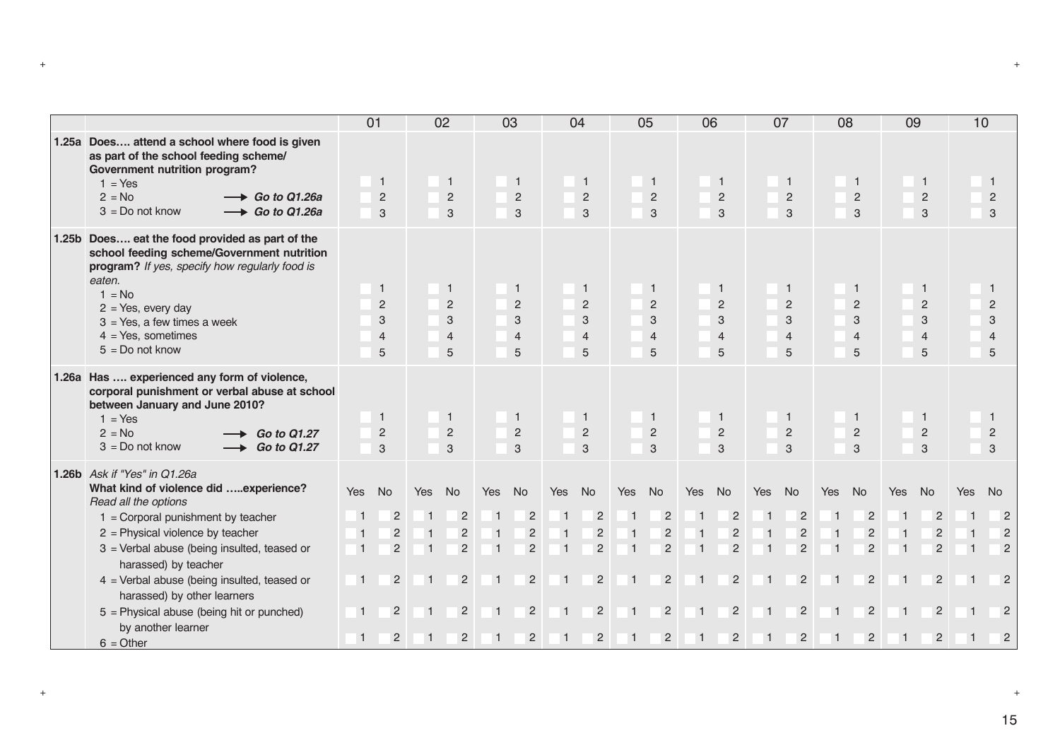| | | 01 | | 02 | | 03 | | 04 | | 05 | | 06 | | 07 | | 08 | | 09 | | 10 | |
|---|---|---|---|---|---|---|---|---|---|---|---|---|---|---|---|---|---|---|---|---|---|
| 1.25a | **Does…. attend a school where food is given as part of the school feeding scheme/ Government nutrition program?**<br>1 = Yes<br>2 = No → ***Go to Q1.26a***<br>3 = Do not know → ***Go to Q1.26a*** | 1<br>2<br>3 | | 1<br>2<br>3 | | 1<br>2<br>3 | | 1<br>2<br>3 | | 1<br>2<br>3 | | 1<br>2<br>3 | | 1<br>2<br>3 | | 1<br>2<br>3 | | 1<br>2<br>3 | | 1<br>2<br>3 | |
| 1.25b | **Does…. eat the food provided as part of the school feeding scheme/Government nutrition program?** *If yes, specify how regularly food is eaten.*<br>1 = No<br>2 = Yes, every day<br>3 = Yes, a few times a week<br>4 = Yes, sometimes<br>5 = Do not know | 1<br>2<br>3<br>4<br>5 | | 1<br>2<br>3<br>4<br>5 | | 1<br>2<br>3<br>4<br>5 | | 1<br>2<br>3<br>4<br>5 | | 1<br>2<br>3<br>4<br>5 | | 1<br>2<br>3<br>4<br>5 | | 1<br>2<br>3<br>4<br>5 | | 1<br>2<br>3<br>4<br>5 | | 1<br>2<br>3<br>4<br>5 | | 1<br>2<br>3<br>4<br>5 | |
| 1.26a | **Has …. experienced any form of violence, corporal punishment or verbal abuse at school between January and June 2010?**<br>1 = Yes<br>2 = No → ***Go to Q1.27***<br>3 = Do not know → ***Go to Q1.27*** | 1<br>2<br>3 | | 1<br>2<br>3 | | 1<br>2<br>3 | | 1<br>2<br>3 | | 1<br>2<br>3 | | 1<br>2<br>3 | | 1<br>2<br>3 | | 1<br>2<br>3 | | 1<br>2<br>3 | | 1<br>2<br>3 | |
| 1.26b | *Ask if "Yes" in Q1.26a*<br>**What kind of violence did …..experience?**<br>*Read all the options* | Yes | No | Yes | No | Yes | No | Yes | No | Yes | No | Yes | No | Yes | No | Yes | No | Yes | No | Yes | No |
| | 1 = Corporal punishment by teacher | 1 | 2 | 1 | 2 | 1 | 2 | 1 | 2 | 1 | 2 | 1 | 2 | 1 | 2 | 1 | 2 | 1 | 2 | 1 | 2 |
| | 2 = Physical violence by teacher | 1 | 2 | 1 | 2 | 1 | 2 | 1 | 2 | 1 | 2 | 1 | 2 | 1 | 2 | 1 | 2 | 1 | 2 | 1 | 2 |
| | 3 = Verbal abuse (being insulted, teased or harassed) by teacher | 1 | 2 | 1 | 2 | 1 | 2 | 1 | 2 | 1 | 2 | 1 | 2 | 1 | 2 | 1 | 2 | 1 | 2 | 1 | 2 |
| | 4 = Verbal abuse (being insulted, teased or harassed) by other learners | 1 | 2 | 1 | 2 | 1 | 2 | 1 | 2 | 1 | 2 | 1 | 2 | 1 | 2 | 1 | 2 | 1 | 2 | 1 | 2 |
| | 5 = Physical abuse (being hit or punched) by another learner | 1 | 2 | 1 | 2 | 1 | 2 | 1 | 2 | 1 | 2 | 1 | 2 | 1 | 2 | 1 | 2 | 1 | 2 | 1 | 2 |
| | 6 = Other | 1 | 2 | 1 | 2 | 1 | 2 | 1 | 2 | 1 | 2 | 1 | 2 | 1 | 2 | 1 | 2 | 1 | 2 | 1 | 2 |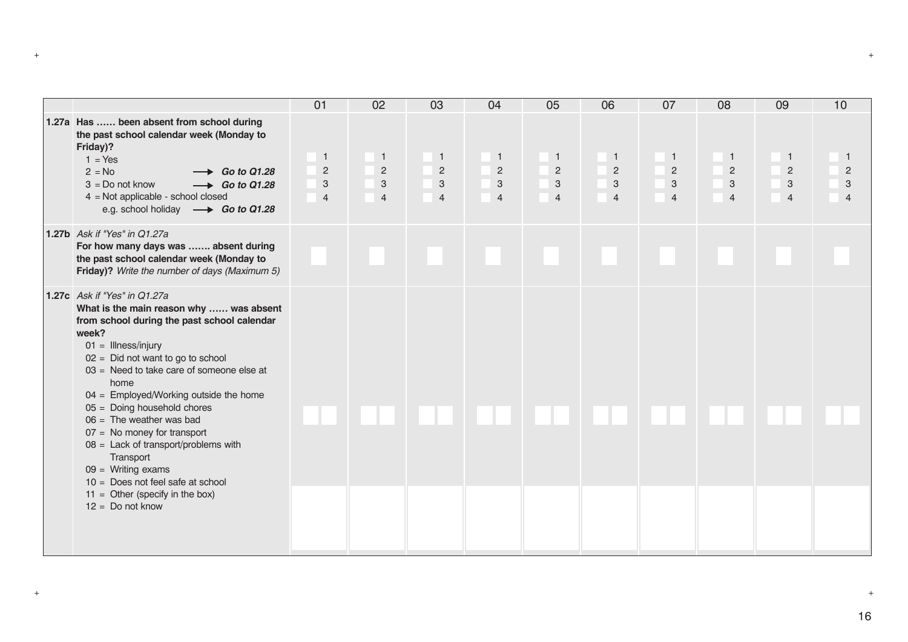| | | 01 | 02 | 03 | 04 | 05 | 06 | 07 | 08 | 09 | 10 |
|---|---|---|---|---|---|---|---|---|---|---|---|
| **1.27a** | **Has …… been absent from school during the past school calendar week (Monday to Friday)?**<br>1 = Yes<br>2 = No → ***Go to Q1.28***<br>3 = Do not know → ***Go to Q1.28***<br>4 = Not applicable - school closed e.g. school holiday → ***Go to Q1.28*** | 1<br>2<br>3<br>4 | 1<br>2<br>3<br>4 | 1<br>2<br>3<br>4 | 1<br>2<br>3<br>4 | 1<br>2<br>3<br>4 | 1<br>2<br>3<br>4 | 1<br>2<br>3<br>4 | 1<br>2<br>3<br>4 | 1<br>2<br>3<br>4 | 1<br>2<br>3<br>4 |
| **1.27b** | *Ask if "Yes" in Q1.27a*<br>**For how many days was ……. absent during the past school calendar week (Monday to Friday)?** *Write the number of days (Maximum 5)* | | | | | | | | | | |
| **1.27c** | *Ask if "Yes" in Q1.27a*<br>**What is the main reason why …… was absent from school during the past school calendar week?**<br>01 = Illness/injury<br>02 = Did not want to go to school<br>03 = Need to take care of someone else at home<br>04 = Employed/Working outside the home<br>05 = Doing household chores<br>06 = The weather was bad<br>07 = No money for transport<br>08 = Lack of transport/problems with Transport<br>09 = Writing exams<br>10 = Does not feel safe at school<br>11 = Other (specify in the box)<br>12 = Do not know | | | | | | | | | | |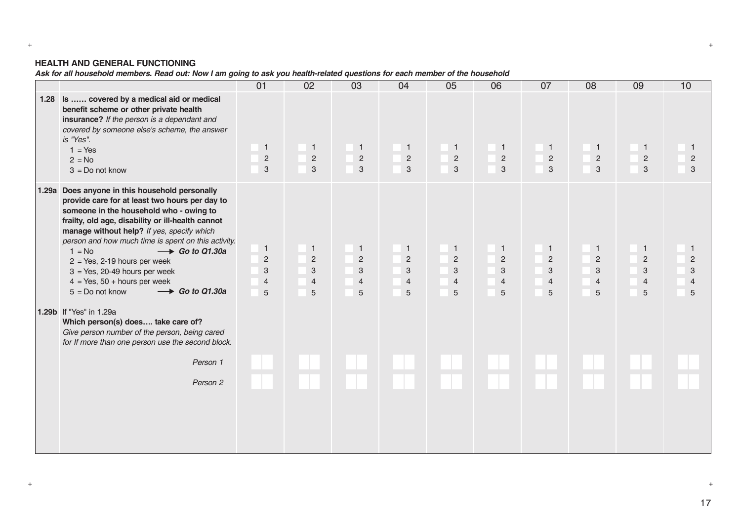**HEALTH AND GENERAL FUNCTIONING**

***Ask for all household members. Read out: Now I am going to ask you health-related questions for each member of the household***

| | | 01 | 02 | 03 | 04 | 05 | 06 | 07 | 08 | 09 | 10 |
|---|---|---|---|---|---|---|---|---|---|---|---|
| **1.28** | **Is …… covered by a medical aid or medical benefit scheme or other private health insurance?** *If the person is a dependant and covered by someone else's scheme, the answer is "Yes".*<br>1 = Yes<br>2 = No<br>3 = Do not know | 1<br>2<br>3 | 1<br>2<br>3 | 1<br>2<br>3 | 1<br>2<br>3 | 1<br>2<br>3 | 1<br>2<br>3 | 1<br>2<br>3 | 1<br>2<br>3 | 1<br>2<br>3 | 1<br>2<br>3 |
| **1.29a** | **Does anyone in this household personally provide care for at least two hours per day to someone in the household who - owing to frailty, old age, disability or ill-health cannot manage without help?** *If yes, specify which person and how much time is spent on this activity.*<br>1 = No → ***Go to Q1.30a***<br>2 = Yes, 2-19 hours per week<br>3 = Yes, 20-49 hours per week<br>4 = Yes, 50 + hours per week<br>5 = Do not know → ***Go to Q1.30a*** | 1<br>2<br>3<br>4<br>5 | 1<br>2<br>3<br>4<br>5 | 1<br>2<br>3<br>4<br>5 | 1<br>2<br>3<br>4<br>5 | 1<br>2<br>3<br>4<br>5 | 1<br>2<br>3<br>4<br>5 | 1<br>2<br>3<br>4<br>5 | 1<br>2<br>3<br>4<br>5 | 1<br>2<br>3<br>4<br>5 | 1<br>2<br>3<br>4<br>5 |
| **1.29b** | If "Yes" in 1.29a<br>**Which person(s) does…. take care of?**<br>*Give person number of the person, being cared for If more than one person use the second block.*<br>*Person 1*<br>*Person 2* | | | | | | | | | | |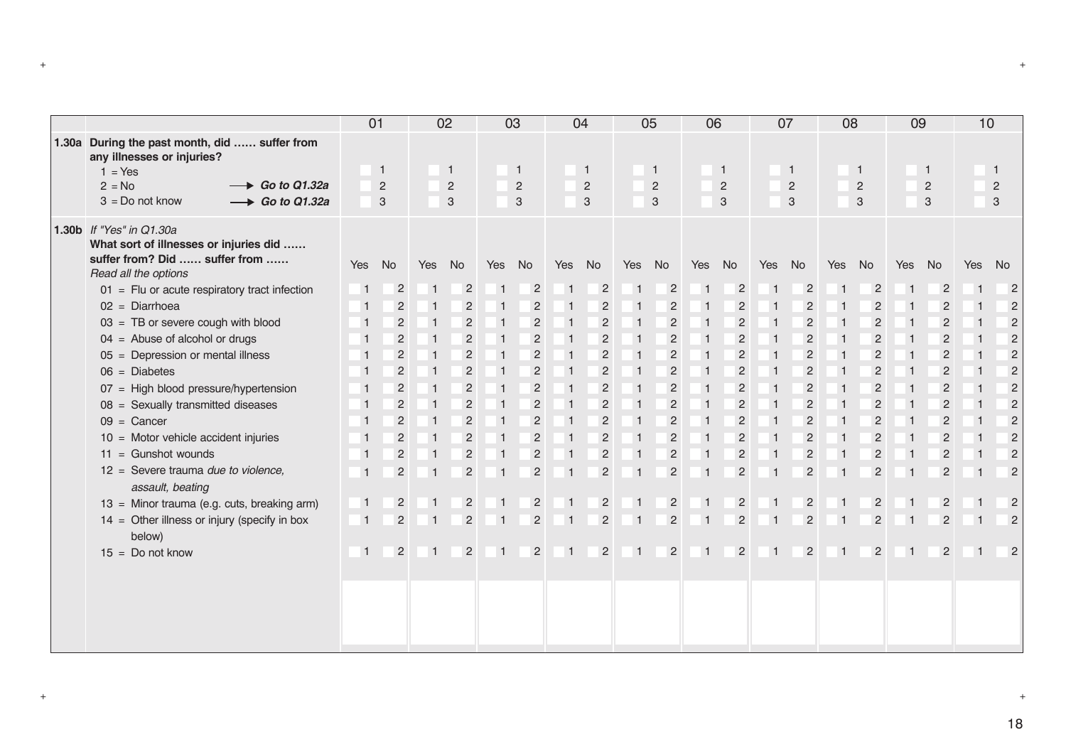| | | 01 | | 02 | | 03 | | 04 | | 05 | | 06 | | 07 | | 08 | | 09 | | 10 | |
|---|---|---|---|---|---|---|---|---|---|---|---|---|---|---|---|---|---|---|---|---|---|
| **1.30a** | **During the past month, did …… suffer from any illnesses or injuries?**<br>1 = Yes<br>2 = No → ***Go to Q1.32a***<br>3 = Do not know → ***Go to Q1.32a*** | 1<br>2<br>3 | | 1<br>2<br>3 | | 1<br>2<br>3 | | 1<br>2<br>3 | | 1<br>2<br>3 | | 1<br>2<br>3 | | 1<br>2<br>3 | | 1<br>2<br>3 | | 1<br>2<br>3 | | 1<br>2<br>3 | |
| **1.30b** | *If "Yes" in Q1.30a*<br>**What sort of illnesses or injuries did …… suffer from? Did …… suffer from ……**<br>*Read all the options* | Yes | No | Yes | No | Yes | No | Yes | No | Yes | No | Yes | No | Yes | No | Yes | No | Yes | No | Yes | No |
| | 01 = Flu or acute respiratory tract infection | 1 | 2 | 1 | 2 | 1 | 2 | 1 | 2 | 1 | 2 | 1 | 2 | 1 | 2 | 1 | 2 | 1 | 2 | 1 | 2 |
| | 02 = Diarrhoea | 1 | 2 | 1 | 2 | 1 | 2 | 1 | 2 | 1 | 2 | 1 | 2 | 1 | 2 | 1 | 2 | 1 | 2 | 1 | 2 |
| | 03 = TB or severe cough with blood | 1 | 2 | 1 | 2 | 1 | 2 | 1 | 2 | 1 | 2 | 1 | 2 | 1 | 2 | 1 | 2 | 1 | 2 | 1 | 2 |
| | 04 = Abuse of alcohol or drugs | 1 | 2 | 1 | 2 | 1 | 2 | 1 | 2 | 1 | 2 | 1 | 2 | 1 | 2 | 1 | 2 | 1 | 2 | 1 | 2 |
| | 05 = Depression or mental illness | 1 | 2 | 1 | 2 | 1 | 2 | 1 | 2 | 1 | 2 | 1 | 2 | 1 | 2 | 1 | 2 | 1 | 2 | 1 | 2 |
| | 06 = Diabetes | 1 | 2 | 1 | 2 | 1 | 2 | 1 | 2 | 1 | 2 | 1 | 2 | 1 | 2 | 1 | 2 | 1 | 2 | 1 | 2 |
| | 07 = High blood pressure/hypertension | 1 | 2 | 1 | 2 | 1 | 2 | 1 | 2 | 1 | 2 | 1 | 2 | 1 | 2 | 1 | 2 | 1 | 2 | 1 | 2 |
| | 08 = Sexually transmitted diseases | 1 | 2 | 1 | 2 | 1 | 2 | 1 | 2 | 1 | 2 | 1 | 2 | 1 | 2 | 1 | 2 | 1 | 2 | 1 | 2 |
| | 09 = Cancer | 1 | 2 | 1 | 2 | 1 | 2 | 1 | 2 | 1 | 2 | 1 | 2 | 1 | 2 | 1 | 2 | 1 | 2 | 1 | 2 |
| | 10 = Motor vehicle accident injuries | 1 | 2 | 1 | 2 | 1 | 2 | 1 | 2 | 1 | 2 | 1 | 2 | 1 | 2 | 1 | 2 | 1 | 2 | 1 | 2 |
| | 11 = Gunshot wounds | 1 | 2 | 1 | 2 | 1 | 2 | 1 | 2 | 1 | 2 | 1 | 2 | 1 | 2 | 1 | 2 | 1 | 2 | 1 | 2 |
| | 12 = Severe trauma *due to violence, assault, beating* | 1 | 2 | 1 | 2 | 1 | 2 | 1 | 2 | 1 | 2 | 1 | 2 | 1 | 2 | 1 | 2 | 1 | 2 | 1 | 2 |
| | 13 = Minor trauma (e.g. cuts, breaking arm) | 1 | 2 | 1 | 2 | 1 | 2 | 1 | 2 | 1 | 2 | 1 | 2 | 1 | 2 | 1 | 2 | 1 | 2 | 1 | 2 |
| | 14 = Other illness or injury (specify in box below) | 1 | 2 | 1 | 2 | 1 | 2 | 1 | 2 | 1 | 2 | 1 | 2 | 1 | 2 | 1 | 2 | 1 | 2 | 1 | 2 |
| | 15 = Do not know | 1 | 2 | 1 | 2 | 1 | 2 | 1 | 2 | 1 | 2 | 1 | 2 | 1 | 2 | 1 | 2 | 1 | 2 | 1 | 2 |
| | | | | | | | | | | | | | | | | | | | | | |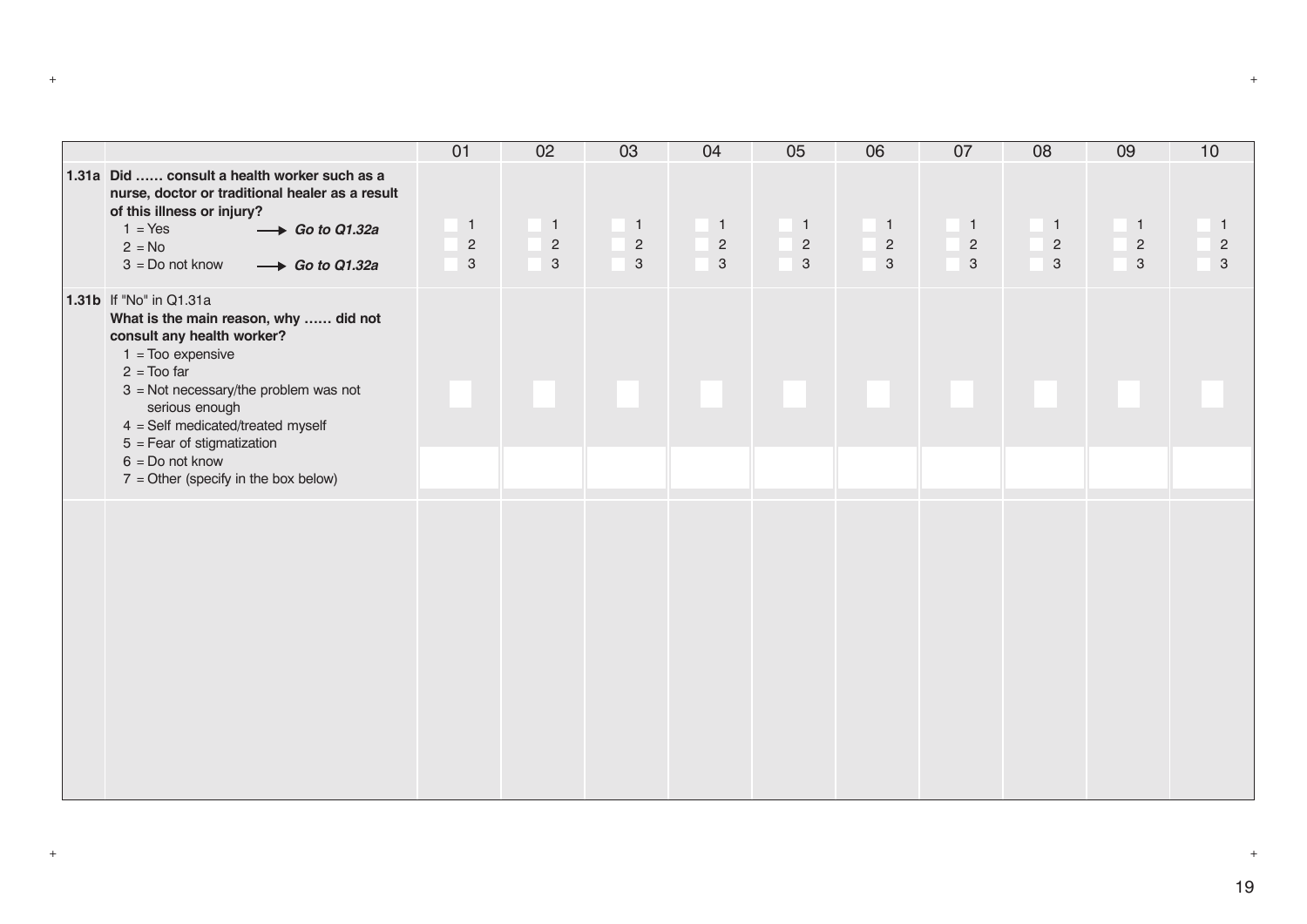| | | 01 | 02 | 03 | 04 | 05 | 06 | 07 | 08 | 09 | 10 |
|---|---|---|---|---|---|---|---|---|---|---|---|
| **1.31a** | **Did …… consult a health worker such as a nurse, doctor or traditional healer as a result of this illness or injury?**<br>1 = Yes → ***Go to Q1.32a***<br>2 = No<br>3 = Do not know → ***Go to Q1.32a*** | 1<br>2<br>3 | 1<br>2<br>3 | 1<br>2<br>3 | 1<br>2<br>3 | 1<br>2<br>3 | 1<br>2<br>3 | 1<br>2<br>3 | 1<br>2<br>3 | 1<br>2<br>3 | 1<br>2<br>3 |
| **1.31b** | If "No" in Q1.31a<br>**What is the main reason, why …… did not consult any health worker?**<br>1 = Too expensive<br>2 = Too far<br>3 = Not necessary/the problem was not serious enough<br>4 = Self medicated/treated myself<br>5 = Fear of stigmatization<br>6 = Do not know<br>7 = Other (specify in the box below) | | | | | | | | | | |
| | | | | | | | | | | | |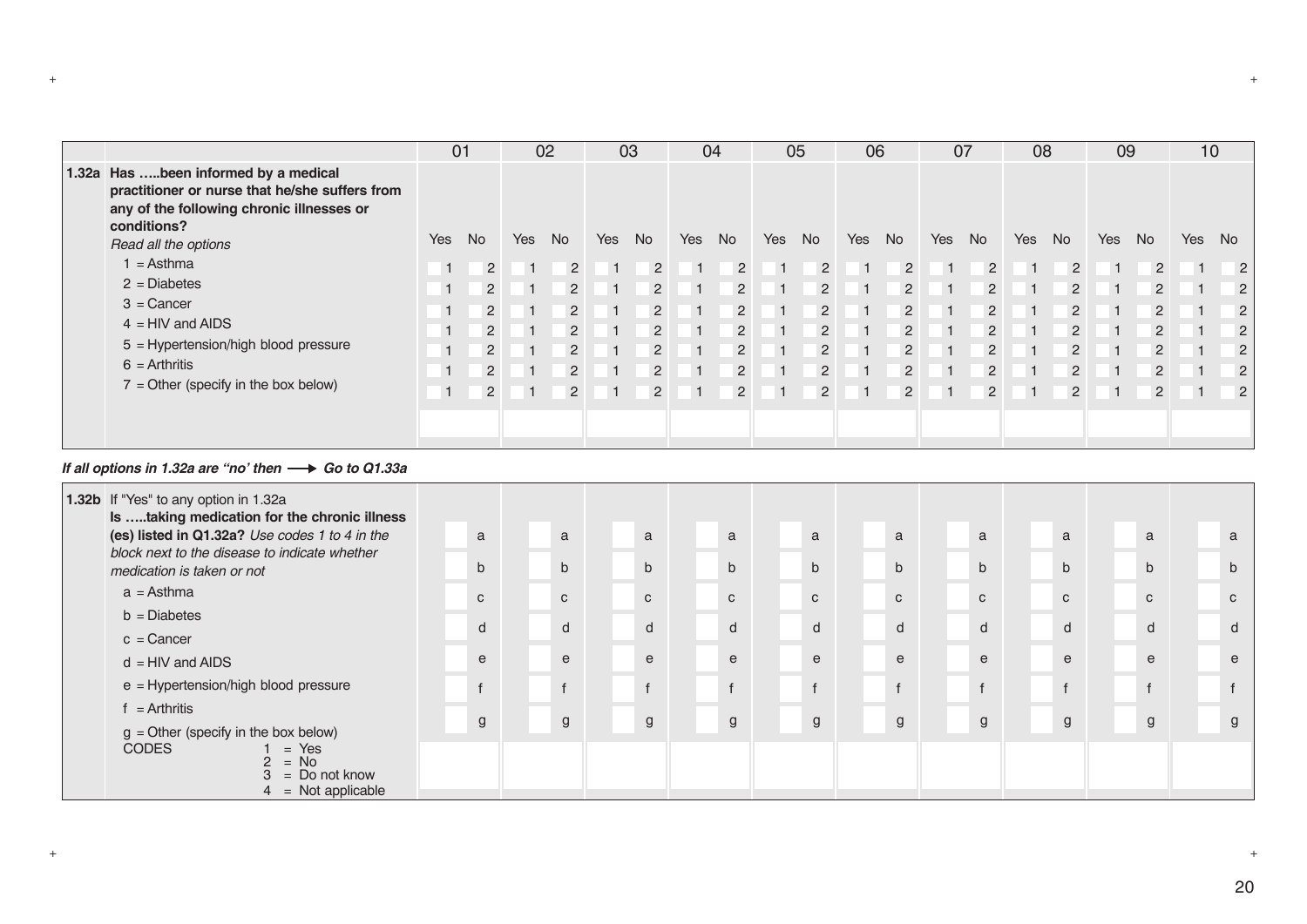| | 01 | | 02 | | 03 | | 04 | | 05 | | 06 | | 07 | | 08 | | 09 | | 10 | |
|---|---|---|---|---|---|---|---|---|---|---|---|---|---|---|---|---|---|---|---|---|
| **1.32a Has …..been informed by a medical practitioner or nurse that he/she suffers from any of the following chronic illnesses or conditions?** *Read all the options* | Yes | No | Yes | No | Yes | No | Yes | No | Yes | No | Yes | No | Yes | No | Yes | No | Yes | No | Yes | No |
| 1 = Asthma | 1 | 2 | 1 | 2 | 1 | 2 | 1 | 2 | 1 | 2 | 1 | 2 | 1 | 2 | 1 | 2 | 1 | 2 | 1 | 2 |
| 2 = Diabetes | 1 | 2 | 1 | 2 | 1 | 2 | 1 | 2 | 1 | 2 | 1 | 2 | 1 | 2 | 1 | 2 | 1 | 2 | 1 | 2 |
| 3 = Cancer | 1 | 2 | 1 | 2 | 1 | 2 | 1 | 2 | 1 | 2 | 1 | 2 | 1 | 2 | 1 | 2 | 1 | 2 | 1 | 2 |
| 4 = HIV and AIDS | 1 | 2 | 1 | 2 | 1 | 2 | 1 | 2 | 1 | 2 | 1 | 2 | 1 | 2 | 1 | 2 | 1 | 2 | 1 | 2 |
| 5 = Hypertension/high blood pressure | 1 | 2 | 1 | 2 | 1 | 2 | 1 | 2 | 1 | 2 | 1 | 2 | 1 | 2 | 1 | 2 | 1 | 2 | 1 | 2 |
| 6 = Arthritis | 1 | 2 | 1 | 2 | 1 | 2 | 1 | 2 | 1 | 2 | 1 | 2 | 1 | 2 | 1 | 2 | 1 | 2 | 1 | 2 |
| 7 = Other (specify in the box below) | 1 | 2 | 1 | 2 | 1 | 2 | 1 | 2 | 1 | 2 | 1 | 2 | 1 | 2 | 1 | 2 | 1 | 2 | 1 | 2 |
| | | | | | | | | | | | | | | | | | | | | |

***If all options in 1.32a are "no' then ⟶ Go to Q1.33a***

| | 01 | 02 | 03 | 04 | 05 | 06 | 07 | 08 | 09 | 10 |
|---|---|---|---|---|---|---|---|---|---|---|
| **1.32b** If "Yes" to any option in 1.32a **Is …..taking medication for the chronic illness (es) listed in Q1.32a?** *Use codes 1 to 4 in the block next to the disease to indicate whether medication is taken or not* | | | | | | | | | | |
| a = Asthma | a | a | a | a | a | a | a | a | a | a |
| b = Diabetes | b | b | b | b | b | b | b | b | b | b |
| c = Cancer | c | c | c | c | c | c | c | c | c | c |
| d = HIV and AIDS | d | d | d | d | d | d | d | d | d | d |
| e = Hypertension/high blood pressure | e | e | e | e | e | e | e | e | e | e |
| f = Arthritis | f | f | f | f | f | f | f | f | f | f |
| g = Other (specify in the box below) | g | g | g | g | g | g | g | g | g | g |
| CODES 1 = Yes, 2 = No, 3 = Do not know, 4 = Not applicable | | | | | | | | | | |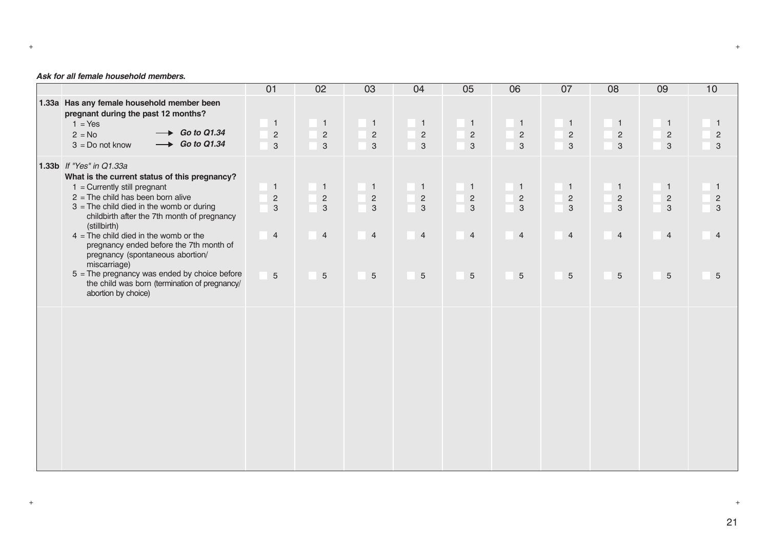*Ask for all female household members.*

| | 01 | 02 | 03 | 04 | 05 | 06 | 07 | 08 | 09 | 10 |
|---|---|---|---|---|---|---|---|---|---|---|
| **1.33a Has any female household member been pregnant during the past 12 months?**<br>1 = Yes<br>2 = No → ***Go to Q1.34***<br>3 = Do not know → ***Go to Q1.34*** | 1<br>2<br>3 | 1<br>2<br>3 | 1<br>2<br>3 | 1<br>2<br>3 | 1<br>2<br>3 | 1<br>2<br>3 | 1<br>2<br>3 | 1<br>2<br>3 | 1<br>2<br>3 | 1<br>2<br>3 |
| **1.33b** *If "Yes" in Q1.33a*<br>**What is the current status of this pregnancy?**<br>1 = Currently still pregnant<br>2 = The child has been born alive<br>3 = The child died in the womb or during childbirth after the 7th month of pregnancy (stillbirth)<br>4 = The child died in the womb or the pregnancy ended before the 7th month of pregnancy (spontaneous abortion/ miscarriage)<br>5 = The pregnancy was ended by choice before the child was born (termination of pregnancy/ abortion by choice) | 1<br>2<br>3<br>4<br>5 | 1<br>2<br>3<br>4<br>5 | 1<br>2<br>3<br>4<br>5 | 1<br>2<br>3<br>4<br>5 | 1<br>2<br>3<br>4<br>5 | 1<br>2<br>3<br>4<br>5 | 1<br>2<br>3<br>4<br>5 | 1<br>2<br>3<br>4<br>5 | 1<br>2<br>3<br>4<br>5 | 1<br>2<br>3<br>4<br>5 |
| | | | | | | | | | | |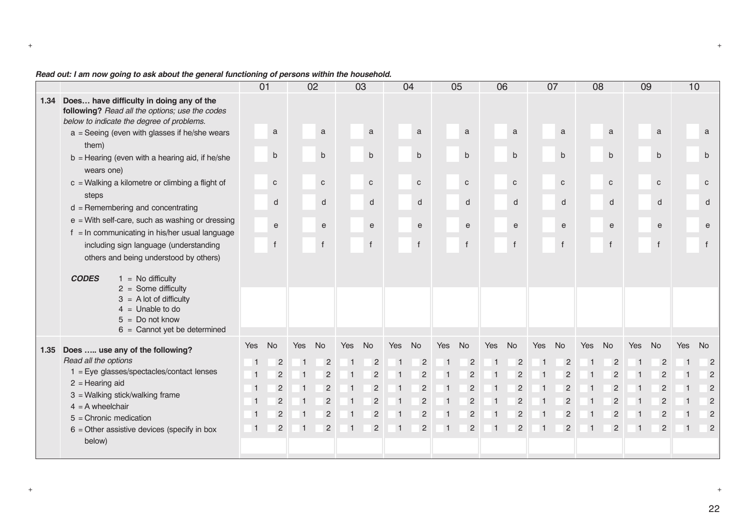*Read out: I am now going to ask about the general functioning of persons within the household.*

| | | 01 | 02 | 03 | 04 | 05 | 06 | 07 | 08 | 09 | 10 |
|---|---|---|---|---|---|---|---|---|---|---|---|
| 1.34 | **Does… have difficulty in doing any of the following?** *Read all the options; use the codes below to indicate the degree of problems.* | | | | | | | | | | |
| | a = Seeing (even with glasses if he/she wears them) | a | a | a | a | a | a | a | a | a | a |
| | b = Hearing (even with a hearing aid, if he/she wears one) | b | b | b | b | b | b | b | b | b | b |
| | c = Walking a kilometre or climbing a flight of steps | c | c | c | c | c | c | c | c | c | c |
| | d = Remembering and concentrating | d | d | d | d | d | d | d | d | d | d |
| | e = With self-care, such as washing or dressing | e | e | e | e | e | e | e | e | e | e |
| | f = In communicating in his/her usual language including sign language (understanding others and being understood by others) | f | f | f | f | f | f | f | f | f | f |
| | ***CODES*** 1 = No difficulty; 2 = Some difficulty; 3 = A lot of difficulty; 4 = Unable to do; 5 = Do not know; 6 = Cannot yet be determined | | | | | | | | | | |
| 1.35 | **Does ….. use any of the following?** *Read all the options* | Yes No | Yes No | Yes No | Yes No | Yes No | Yes No | Yes No | Yes No | Yes No | Yes No |
| | 1 = Eye glasses/spectacles/contact lenses | 1 2 | 1 2 | 1 2 | 1 2 | 1 2 | 1 2 | 1 2 | 1 2 | 1 2 | 1 2 |
| | 2 = Hearing aid | 1 2 | 1 2 | 1 2 | 1 2 | 1 2 | 1 2 | 1 2 | 1 2 | 1 2 | 1 2 |
| | 3 = Walking stick/walking frame | 1 2 | 1 2 | 1 2 | 1 2 | 1 2 | 1 2 | 1 2 | 1 2 | 1 2 | 1 2 |
| | 4 = A wheelchair | 1 2 | 1 2 | 1 2 | 1 2 | 1 2 | 1 2 | 1 2 | 1 2 | 1 2 | 1 2 |
| | 5 = Chronic medication | 1 2 | 1 2 | 1 2 | 1 2 | 1 2 | 1 2 | 1 2 | 1 2 | 1 2 | 1 2 |
| | 6 = Other assistive devices (specify in box below) | 1 2 | 1 2 | 1 2 | 1 2 | 1 2 | 1 2 | 1 2 | 1 2 | 1 2 | 1 2 |
| | | | | | | | | | | | |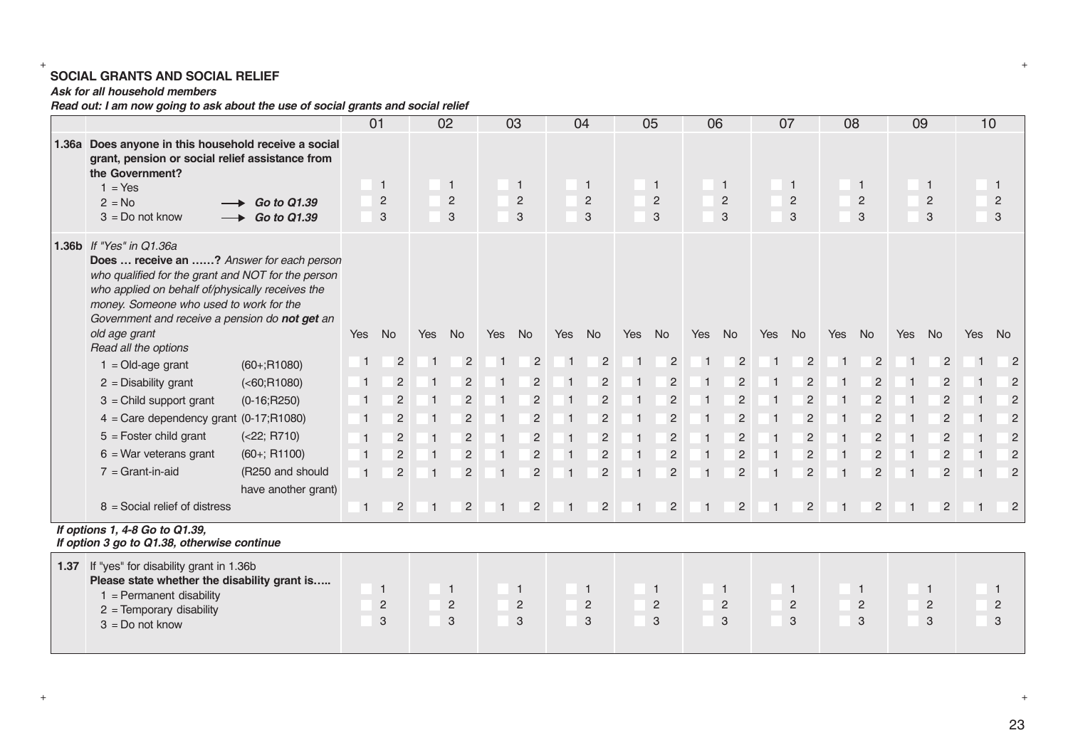## SOCIAL GRANTS AND SOCIAL RELIEF

***Ask for all household members***

***Read out: I am now going to ask about the use of social grants and social relief***

| | | 01 | | 02 | | 03 | | 04 | | 05 | | 06 | | 07 | | 08 | | 09 | | 10 | |
|---|---|---|---|---|---|---|---|---|---|---|---|---|---|---|---|---|---|---|---|---|---|
| **1.36a** | **Does anyone in this household receive a social grant, pension or social relief assistance from the Government?**<br>1 = Yes<br>2 = No → ***Go to Q1.39***<br>3 = Do not know → ***Go to Q1.39*** | 1<br>2<br>3 | | 1<br>2<br>3 | | 1<br>2<br>3 | | 1<br>2<br>3 | | 1<br>2<br>3 | | 1<br>2<br>3 | | 1<br>2<br>3 | | 1<br>2<br>3 | | 1<br>2<br>3 | | 1<br>2<br>3 | |
| **1.36b** | *If "Yes" in Q1.36a*<br>**Does … receive an ……?** *Answer for each person who qualified for the grant and NOT for the person who applied on behalf of/physically receives the money. Someone who used to work for the Government and receive a pension do **not get** an old age grant*<br>*Read all the options* | Yes | No | Yes | No | Yes | No | Yes | No | Yes | No | Yes | No | Yes | No | Yes | No | Yes | No | Yes | No |
| | 1 = Old-age grant (60+;R1080) | 1 | 2 | 1 | 2 | 1 | 2 | 1 | 2 | 1 | 2 | 1 | 2 | 1 | 2 | 1 | 2 | 1 | 2 | 1 | 2 |
| | 2 = Disability grant (<60;R1080) | 1 | 2 | 1 | 2 | 1 | 2 | 1 | 2 | 1 | 2 | 1 | 2 | 1 | 2 | 1 | 2 | 1 | 2 | 1 | 2 |
| | 3 = Child support grant (0-16;R250) | 1 | 2 | 1 | 2 | 1 | 2 | 1 | 2 | 1 | 2 | 1 | 2 | 1 | 2 | 1 | 2 | 1 | 2 | 1 | 2 |
| | 4 = Care dependency grant (0-17;R1080) | 1 | 2 | 1 | 2 | 1 | 2 | 1 | 2 | 1 | 2 | 1 | 2 | 1 | 2 | 1 | 2 | 1 | 2 | 1 | 2 |
| | 5 = Foster child grant (<22; R710) | 1 | 2 | 1 | 2 | 1 | 2 | 1 | 2 | 1 | 2 | 1 | 2 | 1 | 2 | 1 | 2 | 1 | 2 | 1 | 2 |
| | 6 = War veterans grant (60+; R1100) | 1 | 2 | 1 | 2 | 1 | 2 | 1 | 2 | 1 | 2 | 1 | 2 | 1 | 2 | 1 | 2 | 1 | 2 | 1 | 2 |
| | 7 = Grant-in-aid (R250 and should have another grant) | 1 | 2 | 1 | 2 | 1 | 2 | 1 | 2 | 1 | 2 | 1 | 2 | 1 | 2 | 1 | 2 | 1 | 2 | 1 | 2 |
| | 8 = Social relief of distress | 1 | 2 | 1 | 2 | 1 | 2 | 1 | 2 | 1 | 2 | 1 | 2 | 1 | 2 | 1 | 2 | 1 | 2 | 1 | 2 |

***If options 1, 4-8 Go to Q1.39,***
***If option 3 go to Q1.38, otherwise continue***

| | | 01 | 02 | 03 | 04 | 05 | 06 | 07 | 08 | 09 | 10 |
|---|---|---|---|---|---|---|---|---|---|---|---|
| **1.37** | If "yes" for disability grant in 1.36b<br>**Please state whether the disability grant is…..**<br>1 = Permanent disability<br>2 = Temporary disability<br>3 = Do not know | 1<br>2<br>3 | 1<br>2<br>3 | 1<br>2<br>3 | 1<br>2<br>3 | 1<br>2<br>3 | 1<br>2<br>3 | 1<br>2<br>3 | 1<br>2<br>3 | 1<br>2<br>3 | 1<br>2<br>3 |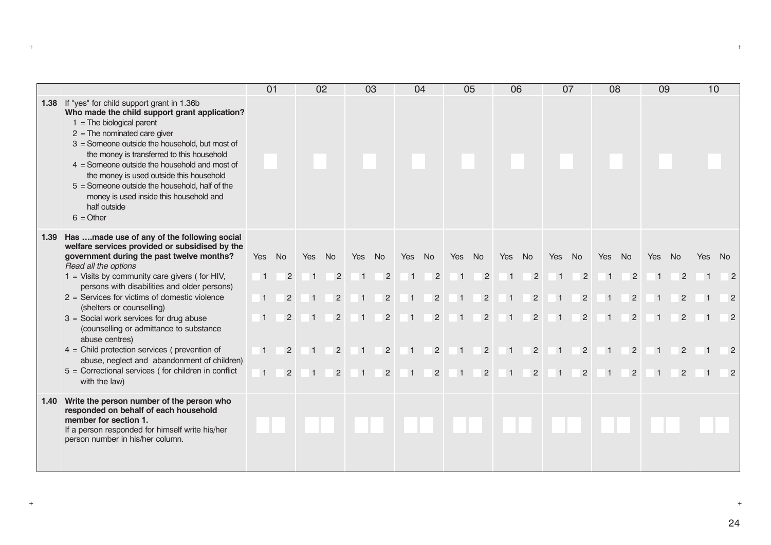| | | 01 | 02 | 03 | 04 | 05 | 06 | 07 | 08 | 09 | 10 |
|---|---|---|---|---|---|---|---|---|---|---|---|
| **1.38** | If "yes" for child support grant in 1.36b<br>**Who made the child support grant application?**<br>1 = The biological parent<br>2 = The nominated care giver<br>3 = Someone outside the household, but most of the money is transferred to this household<br>4 = Someone outside the household and most of the money is used outside this household<br>5 = Someone outside the household, half of the money is used inside this household and half outside<br>6 = Other | | | | | | | | | | |
| **1.39** | **Has ….made use of any of the following social welfare services provided or subsidised by the government during the past twelve months?**<br>*Read all the options* | Yes No | Yes No | Yes No | Yes No | Yes No | Yes No | Yes No | Yes No | Yes No | Yes No |
| | 1 = Visits by community care givers ( for HIV, persons with disabilities and older persons) | 1 2 | 1 2 | 1 2 | 1 2 | 1 2 | 1 2 | 1 2 | 1 2 | 1 2 | 1 2 |
| | 2 = Services for victims of domestic violence (shelters or counselling) | 1 2 | 1 2 | 1 2 | 1 2 | 1 2 | 1 2 | 1 2 | 1 2 | 1 2 | 1 2 |
| | 3 = Social work services for drug abuse (counselling or admittance to substance abuse centres) | 1 2 | 1 2 | 1 2 | 1 2 | 1 2 | 1 2 | 1 2 | 1 2 | 1 2 | 1 2 |
| | 4 = Child protection services ( prevention of abuse, neglect and abandonment of children) | 1 2 | 1 2 | 1 2 | 1 2 | 1 2 | 1 2 | 1 2 | 1 2 | 1 2 | 1 2 |
| | 5 = Correctional services ( for children in conflict with the law) | 1 2 | 1 2 | 1 2 | 1 2 | 1 2 | 1 2 | 1 2 | 1 2 | 1 2 | 1 2 |
| **1.40** | **Write the person number of the person who responded on behalf of each household member for section 1.**<br>If a person responded for himself write his/her person number in his/her column. | | | | | | | | | | |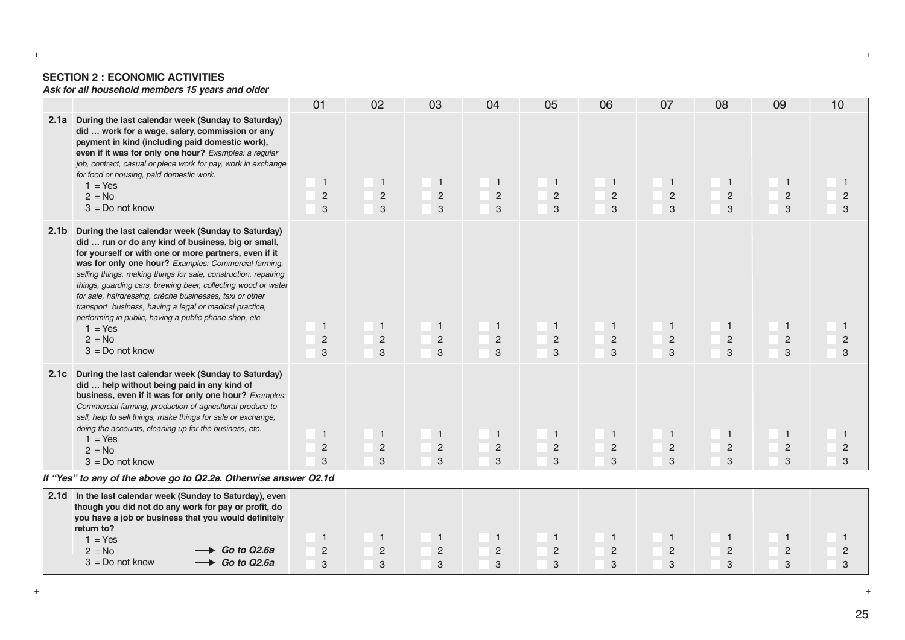## SECTION 2 : ECONOMIC ACTIVITIES

***Ask for all household members 15 years and older***

| | | 01 | 02 | 03 | 04 | 05 | 06 | 07 | 08 | 09 | 10 |
|---|---|---|---|---|---|---|---|---|---|---|---|
| **2.1a** | **During the last calendar week (Sunday to Saturday) did … work for a wage, salary, commission or any payment in kind (including paid domestic work), even if it was for only one hour?** *Examples: a regular job, contract, casual or piece work for pay, work in exchange for food or housing, paid domestic work.*<br>1 = Yes<br>2 = No<br>3 = Do not know | 1<br>2<br>3 | 1<br>2<br>3 | 1<br>2<br>3 | 1<br>2<br>3 | 1<br>2<br>3 | 1<br>2<br>3 | 1<br>2<br>3 | 1<br>2<br>3 | 1<br>2<br>3 | 1<br>2<br>3 |
| **2.1b** | **During the last calendar week (Sunday to Saturday) did … run or do any kind of business, big or small, for yourself or with one or more partners, even if it was for only one hour?** *Examples: Commercial farming, selling things, making things for sale, construction, repairing things, guarding cars, brewing beer, collecting wood or water for sale, hairdressing, crèche businesses, taxi or other transport business, having a legal or medical practice, performing in public, having a public phone shop, etc.*<br>1 = Yes<br>2 = No<br>3 = Do not know | 1<br>2<br>3 | 1<br>2<br>3 | 1<br>2<br>3 | 1<br>2<br>3 | 1<br>2<br>3 | 1<br>2<br>3 | 1<br>2<br>3 | 1<br>2<br>3 | 1<br>2<br>3 | 1<br>2<br>3 |
| **2.1c** | **During the last calendar week (Sunday to Saturday) did … help without being paid in any kind of business, even if it was for only one hour?** *Examples: Commercial farming, production of agricultural produce to sell, help to sell things, make things for sale or exchange, doing the accounts, cleaning up for the business, etc.*<br>1 = Yes<br>2 = No<br>3 = Do not know | 1<br>2<br>3 | 1<br>2<br>3 | 1<br>2<br>3 | 1<br>2<br>3 | 1<br>2<br>3 | 1<br>2<br>3 | 1<br>2<br>3 | 1<br>2<br>3 | 1<br>2<br>3 | 1<br>2<br>3 |

***If "Yes" to any of the above go to Q2.2a. Otherwise answer Q2.1d***

| | | | | | | | | | | | |
|---|---|---|---|---|---|---|---|---|---|---|---|
| **2.1d** | **In the last calendar week (Sunday to Saturday), even though you did not do any work for pay or profit, do you have a job or business that you would definitely return to?**<br>1 = Yes<br>2 = No → ***Go to Q2.6a***<br>3 = Do not know → ***Go to Q2.6a*** | 1<br>2<br>3 | 1<br>2<br>3 | 1<br>2<br>3 | 1<br>2<br>3 | 1<br>2<br>3 | 1<br>2<br>3 | 1<br>2<br>3 | 1<br>2<br>3 | 1<br>2<br>3 | 1<br>2<br>3 |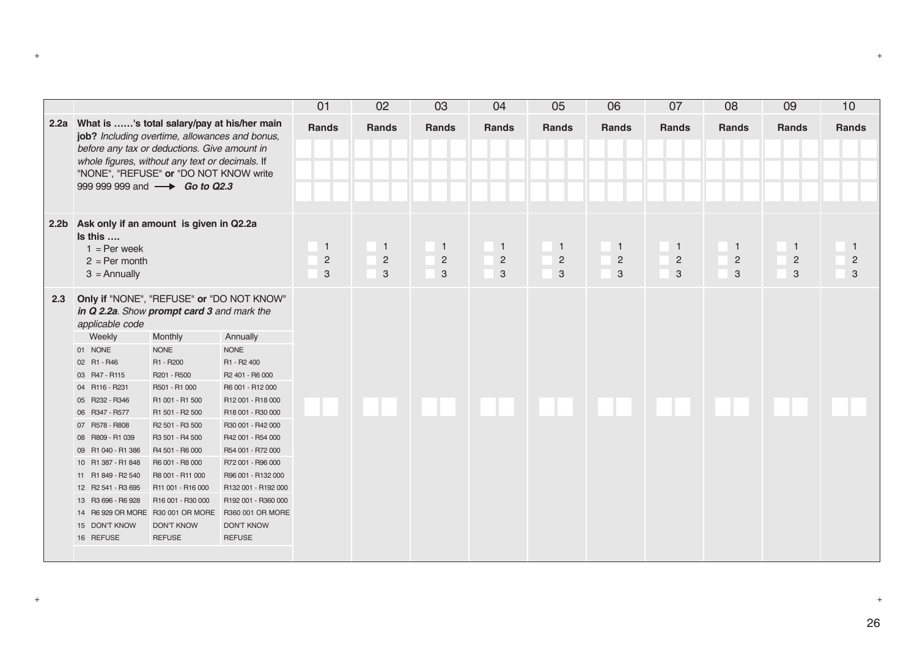| | | 01 | 02 | 03 | 04 | 05 | 06 | 07 | 08 | 09 | 10 |
|---|---|---|---|---|---|---|---|---|---|---|---|
| 2.2a | **What is ……'s total salary/pay at his/her main job?** *Including overtime, allowances and bonus, before any tax or deductions. Give amount in whole figures, without any text or decimals.* If "NONE", "REFUSE" **or** "DO NOT KNOW write 999 999 999 and → ***Go to Q2.3*** | **Rands** | **Rands** | **Rands** | **Rands** | **Rands** | **Rands** | **Rands** | **Rands** | **Rands** | **Rands** |
| 2.2b | **Ask only if an amount is given in Q2.2a** **Is this ….** 1 = Per week 2 = Per month 3 = Annually | 1 2 3 | 1 2 3 | 1 2 3 | 1 2 3 | 1 2 3 | 1 2 3 | 1 2 3 | 1 2 3 | 1 2 3 | 1 2 3 |
| 2.3 | **Only if** "NONE", "REFUSE" **or** "DO NOT KNOW" ***in Q 2.2a****. Show* ***prompt card 3*** *and mark the applicable code* | | | | | | | | | | |

| Weekly | Monthly | Annually |
|---|---|---|
| 01 NONE | NONE | NONE |
| 02 R1 - R46 | R1 - R200 | R1 - R2 400 |
| 03 R47 - R115 | R201 - R500 | R2 401 - R6 000 |
| 04 R116 - R231 | R501 - R1 000 | R6 001 - R12 000 |
| 05 R232 - R346 | R1 001 - R1 500 | R12 001 - R18 000 |
| 06 R347 - R577 | R1 501 - R2 500 | R18 001 - R30 000 |
| 07 R578 - R808 | R2 501 - R3 500 | R30 001 - R42 000 |
| 08 R809 - R1 039 | R3 501 - R4 500 | R42 001 - R54 000 |
| 09 R1 040 - R1 386 | R4 501 - R6 000 | R54 001 - R72 000 |
| 10 R1 387 - R1 848 | R6 001 - R8 000 | R72 001 - R96 000 |
| 11 R1 849 - R2 540 | R8 001 - R11 000 | R96 001 - R132 000 |
| 12 R2 541 - R3 695 | R11 001 - R16 000 | R132 001 - R192 000 |
| 13 R3 696 - R6 928 | R16 001 - R30 000 | R192 001 - R360 000 |
| 14 R6 929 OR MORE | R30 001 OR MORE | R360 001 OR MORE |
| 15 DON'T KNOW | DON'T KNOW | DON'T KNOW |
| 16 REFUSE | REFUSE | REFUSE |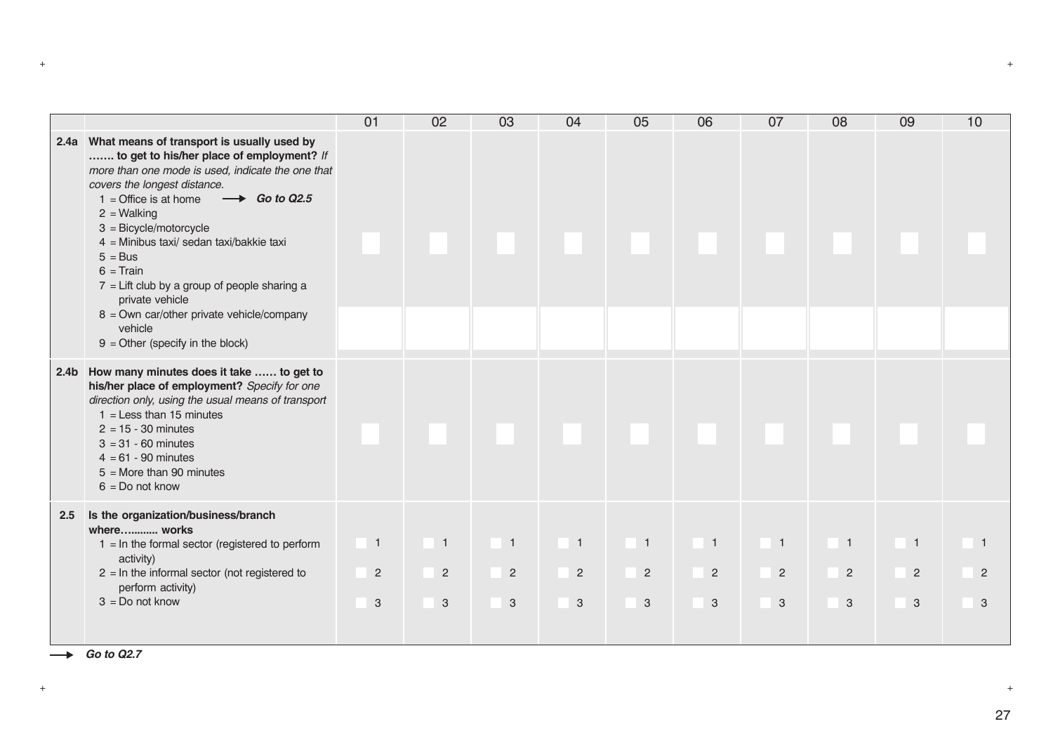| | | 01 | 02 | 03 | 04 | 05 | 06 | 07 | 08 | 09 | 10 |
|---|---|---|---|---|---|---|---|---|---|---|---|
| 2.4a | **What means of transport is usually used by ……. to get to his/her place of employment?** *If more than one mode is used, indicate the one that covers the longest distance.*<br>1 = Office is at home ⟶ ***Go to Q2.5***<br>2 = Walking<br>3 = Bicycle/motorcycle<br>4 = Minibus taxi/ sedan taxi/bakkie taxi<br>5 = Bus<br>6 = Train<br>7 = Lift club by a group of people sharing a private vehicle<br>8 = Own car/other private vehicle/company vehicle<br>9 = Other (specify in the block) | | | | | | | | | | |
| 2.4b | **How many minutes does it take …… to get to his/her place of employment?** *Specify for one direction only, using the usual means of transport*<br>1 = Less than 15 minutes<br>2 = 15 - 30 minutes<br>3 = 31 - 60 minutes<br>4 = 61 - 90 minutes<br>5 = More than 90 minutes<br>6 = Do not know | | | | | | | | | | |
| 2.5 | **Is the organization/business/branch where……..... works**<br>1 = In the formal sector (registered to perform activity)<br>2 = In the informal sector (not registered to perform activity)<br>3 = Do not know | 1<br>2<br>3 | 1<br>2<br>3 | 1<br>2<br>3 | 1<br>2<br>3 | 1<br>2<br>3 | 1<br>2<br>3 | 1<br>2<br>3 | 1<br>2<br>3 | 1<br>2<br>3 | 1<br>2<br>3 |

⟶ ***Go to Q2.7***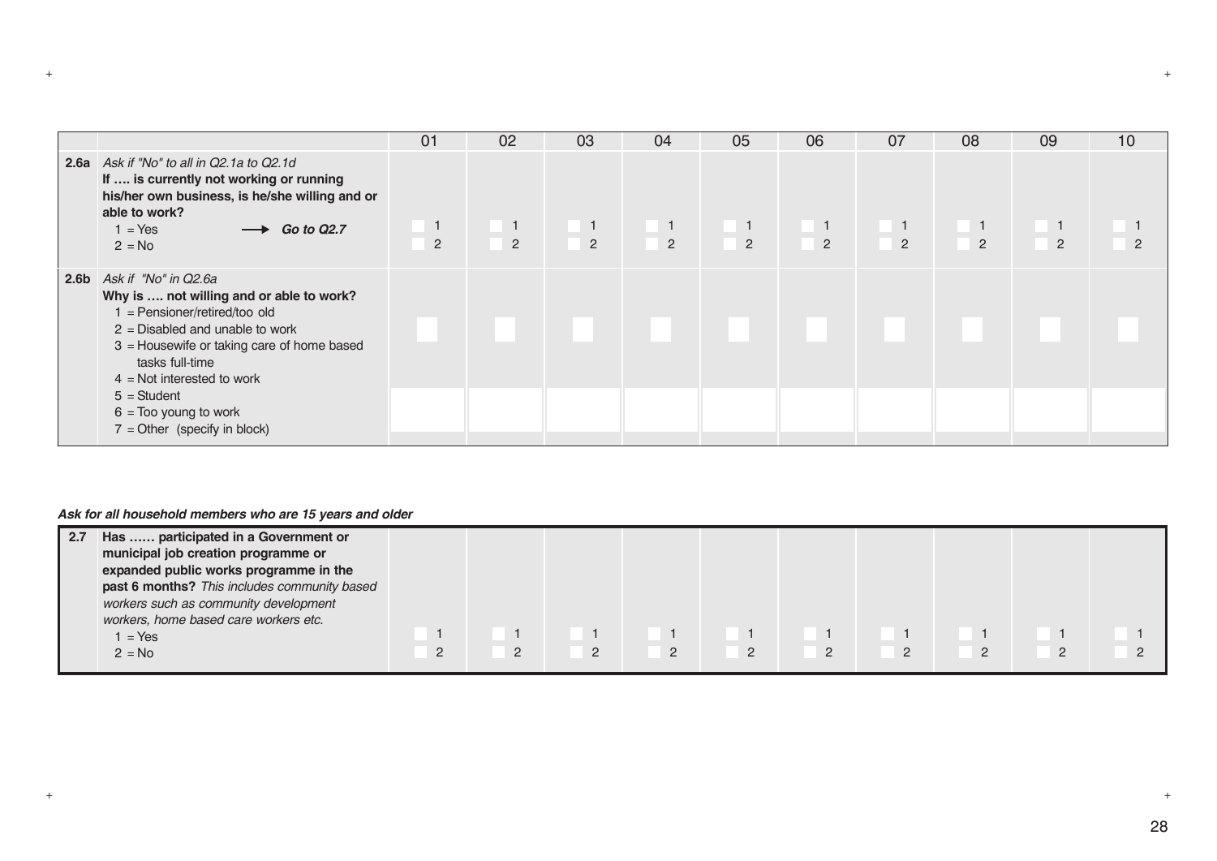|  |  | 01 | 02 | 03 | 04 | 05 | 06 | 07 | 08 | 09 | 10 |
|---|---|---|---|---|---|---|---|---|---|---|---|
| **2.6a** | *Ask if "No" to all in Q2.1a to Q2.1d*<br>**If …. is currently not working or running his/her own business, is he/she willing and or able to work?**<br>1 = Yes → ***Go to Q2.7***<br>2 = No | 1<br>2 | 1<br>2 | 1<br>2 | 1<br>2 | 1<br>2 | 1<br>2 | 1<br>2 | 1<br>2 | 1<br>2 | 1<br>2 |
| **2.6b** | *Ask if "No" in Q2.6a*<br>**Why is …. not willing and or able to work?**<br>1 = Pensioner/retired/too old<br>2 = Disabled and unable to work<br>3 = Housewife or taking care of home based tasks full-time<br>4 = Not interested to work<br>5 = Student<br>6 = Too young to work<br>7 = Other (specify in block) |  |  |  |  |  |  |  |  |  |  |

***Ask for all household members who are 15 years and older***

|  |  | 01 | 02 | 03 | 04 | 05 | 06 | 07 | 08 | 09 | 10 |
|---|---|---|---|---|---|---|---|---|---|---|---|
| **2.7** | **Has …… participated in a Government or municipal job creation programme or expanded public works programme in the past 6 months?** *This includes community based workers such as community development workers, home based care workers etc.*<br>1 = Yes<br>2 = No | 1<br>2 | 1<br>2 | 1<br>2 | 1<br>2 | 1<br>2 | 1<br>2 | 1<br>2 | 1<br>2 | 1<br>2 | 1<br>2 |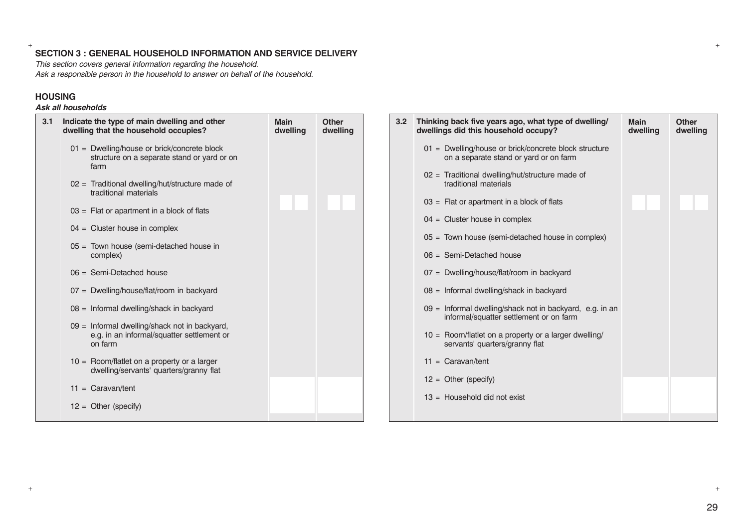## SECTION 3 : GENERAL HOUSEHOLD INFORMATION AND SERVICE DELIVERY

*This section covers general information regarding the household.*
*Ask a responsible person in the household to answer on behalf of the household.*

### HOUSING

***Ask all households***

| 3.1 | Indicate the type of main dwelling and other dwelling that the household occupies? | Main dwelling | Other dwelling |
|---|---|---|---|
| | 01 = Dwelling/house or brick/concrete block structure on a separate stand or yard or on farm | | |
| | 02 = Traditional dwelling/hut/structure made of traditional materials | | |
| | 03 = Flat or apartment in a block of flats | | |
| | 04 = Cluster house in complex | | |
| | 05 = Town house (semi-detached house in complex) | | |
| | 06 = Semi-Detached house | | |
| | 07 = Dwelling/house/flat/room in backyard | | |
| | 08 = Informal dwelling/shack in backyard | | |
| | 09 = Informal dwelling/shack not in backyard, e.g. in an informal/squatter settlement or on farm | | |
| | 10 = Room/flatlet on a property or a larger dwelling/servants' quarters/granny flat | | |
| | 11 = Caravan/tent | | |
| | 12 = Other (specify) | | |

| 3.2 | Thinking back five years ago, what type of dwelling/ dwellings did this household occupy? | Main dwelling | Other dwelling |
|---|---|---|---|
| | 01 = Dwelling/house or brick/concrete block structure on a separate stand or yard or on farm | | |
| | 02 = Traditional dwelling/hut/structure made of traditional materials | | |
| | 03 = Flat or apartment in a block of flats | | |
| | 04 = Cluster house in complex | | |
| | 05 = Town house (semi-detached house in complex) | | |
| | 06 = Semi-Detached house | | |
| | 07 = Dwelling/house/flat/room in backyard | | |
| | 08 = Informal dwelling/shack in backyard | | |
| | 09 = Informal dwelling/shack not in backyard, e.g. in an informal/squatter settlement or on farm | | |
| | 10 = Room/flatlet on a property or a larger dwelling/ servants' quarters/granny flat | | |
| | 11 = Caravan/tent | | |
| | 12 = Other (specify) | | |
| | 13 = Household did not exist | | |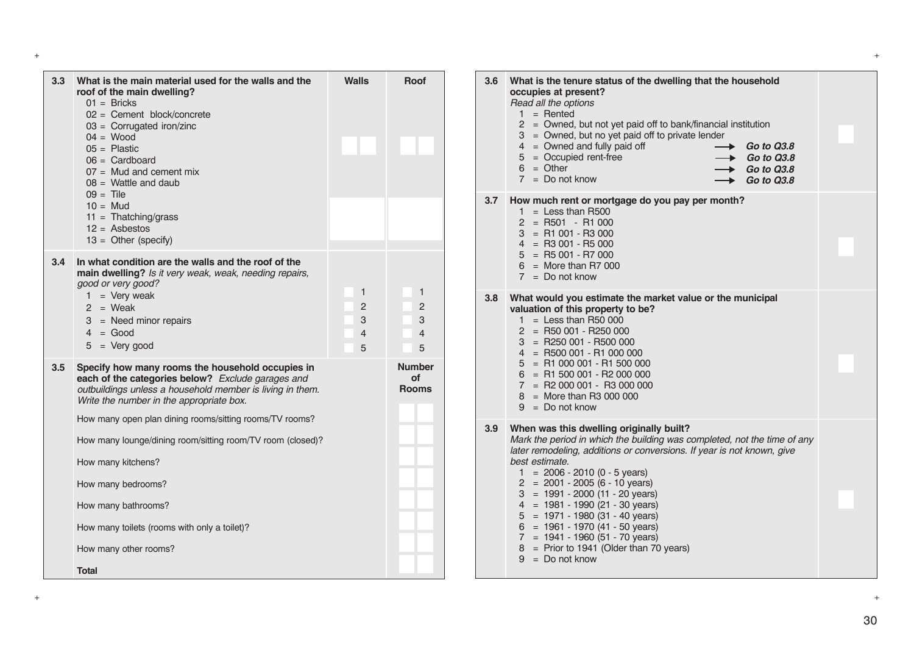| | | Walls | Roof |
|---|---|---|---|
| **3.3** | **What is the main material used for the walls and the roof of the main dwelling?**<br>01 = Bricks<br>02 = Cement block/concrete<br>03 = Corrugated iron/zinc<br>04 = Wood<br>05 = Plastic<br>06 = Cardboard<br>07 = Mud and cement mix<br>08 = Wattle and daub<br>09 = Tile<br>10 = Mud<br>11 = Thatching/grass<br>12 = Asbestos<br>13 = Other (specify) | | |
| **3.4** | **In what condition are the walls and the roof of the main dwelling?** *Is it very weak, weak, needing repairs, good or very good?*<br>1 = Very weak<br>2 = Weak<br>3 = Need minor repairs<br>4 = Good<br>5 = Very good | 1<br>2<br>3<br>4<br>5 | 1<br>2<br>3<br>4<br>5 |

| | | **Number of Rooms** |
|---|---|---|
| **3.5** | **Specify how many rooms the household occupies in each of the categories below?** *Exclude garages and outbuildings unless a household member is living in them. Write the number in the appropriate box.* | |
| | How many open plan dining rooms/sitting rooms/TV rooms? | |
| | How many lounge/dining room/sitting room/TV room (closed)? | |
| | How many kitchens? | |
| | How many bedrooms? | |
| | How many bathrooms? | |
| | How many toilets (rooms with only a toilet)? | |
| | How many other rooms? | |
| | **Total** | |

| | | |
|---|---|---|
| **3.6** | **What is the tenure status of the dwelling that the household occupies at present?**<br>*Read all the options*<br>1 = Rented<br>2 = Owned, but not yet paid off to bank/financial institution<br>3 = Owned, but no yet paid off to private lender<br>4 = Owned and fully paid off → ***Go to Q3.8***<br>5 = Occupied rent-free → ***Go to Q3.8***<br>6 = Other → ***Go to Q3.8***<br>7 = Do not know → ***Go to Q3.8*** | |
| **3.7** | **How much rent or mortgage do you pay per month?**<br>1 = Less than R500<br>2 = R501 - R1 000<br>3 = R1 001 - R3 000<br>4 = R3 001 - R5 000<br>5 = R5 001 - R7 000<br>6 = More than R7 000<br>7 = Do not know | |
| **3.8** | **What would you estimate the market value or the municipal valuation of this property to be?**<br>1 = Less than R50 000<br>2 = R50 001 - R250 000<br>3 = R250 001 - R500 000<br>4 = R500 001 - R1 000 000<br>5 = R1 000 001 - R1 500 000<br>6 = R1 500 001 - R2 000 000<br>7 = R2 000 001 - R3 000 000<br>8 = More than R3 000 000<br>9 = Do not know | |
| **3.9** | **When was this dwelling originally built?**<br>*Mark the period in which the building was completed, not the time of any later remodeling, additions or conversions. If year is not known, give best estimate.*<br>1 = 2006 - 2010 (0 - 5 years)<br>2 = 2001 - 2005 (6 - 10 years)<br>3 = 1991 - 2000 (11 - 20 years)<br>4 = 1981 - 1990 (21 - 30 years)<br>5 = 1971 - 1980 (31 - 40 years)<br>6 = 1961 - 1970 (41 - 50 years)<br>7 = 1941 - 1960 (51 - 70 years)<br>8 = Prior to 1941 (Older than 70 years)<br>9 = Do not know | |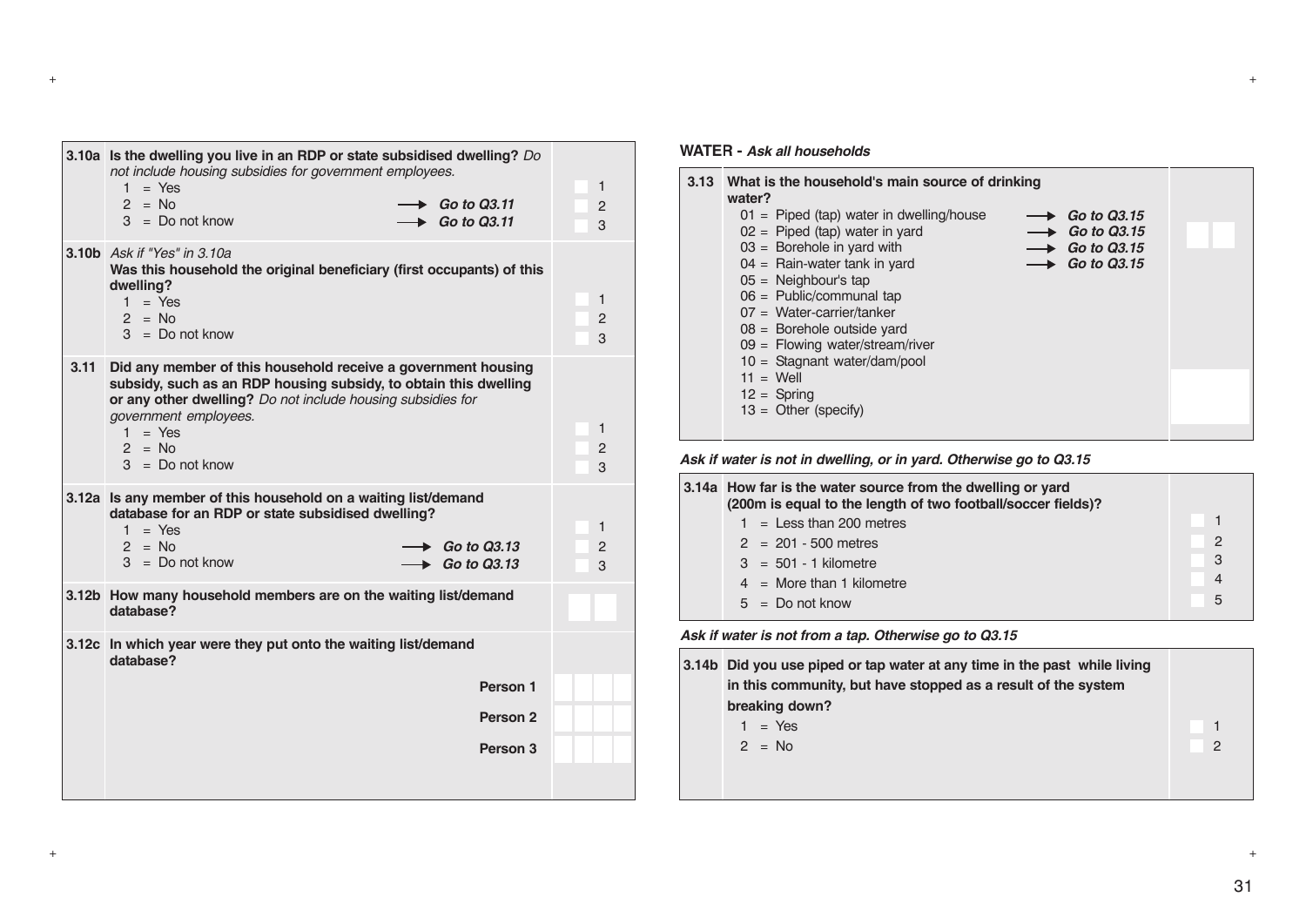**3.10a Is the dwelling you live in an RDP or state subsidised dwelling?** *Do not include housing subsidies for government employees.*

| | | |
|---|---|---|
| 1 = Yes | | 1 |
| 2 = No | → ***Go to Q3.11*** | 2 |
| 3 = Do not know | → ***Go to Q3.11*** | 3 |

**3.10b** *Ask if "Yes" in 3.10a*
**Was this household the original beneficiary (first occupants) of this dwelling?**

| | |
|---|---|
| 1 = Yes | 1 |
| 2 = No | 2 |
| 3 = Do not know | 3 |

**3.11 Did any member of this household receive a government housing subsidy, such as an RDP housing subsidy, to obtain this dwelling or any other dwelling?** *Do not include housing subsidies for government employees.*

| | |
|---|---|
| 1 = Yes | 1 |
| 2 = No | 2 |
| 3 = Do not know | 3 |

**3.12a Is any member of this household on a waiting list/demand database for an RDP or state subsidised dwelling?**

| | | |
|---|---|---|
| 1 = Yes | | 1 |
| 2 = No | → ***Go to Q3.13*** | 2 |
| 3 = Do not know | → ***Go to Q3.13*** | 3 |

**3.12b How many household members are on the waiting list/demand database?**

**3.12c In which year were they put onto the waiting list/demand database?**

**Person 1**

**Person 2**

**Person 3**

## WATER - *Ask all households*

**3.13 What is the household's main source of drinking water?**

| | |
|---|---|
| 01 = Piped (tap) water in dwelling/house | → ***Go to Q3.15*** |
| 02 = Piped (tap) water in yard | → ***Go to Q3.15*** |
| 03 = Borehole in yard with | → ***Go to Q3.15*** |
| 04 = Rain-water tank in yard | → ***Go to Q3.15*** |
| 05 = Neighbour's tap | |
| 06 = Public/communal tap | |
| 07 = Water-carrier/tanker | |
| 08 = Borehole outside yard | |
| 09 = Flowing water/stream/river | |
| 10 = Stagnant water/dam/pool | |
| 11 = Well | |
| 12 = Spring | |
| 13 = Other (specify) | |

***Ask if water is not in dwelling, or in yard. Otherwise go to Q3.15***

**3.14a How far is the water source from the dwelling or yard (200m is equal to the length of two football/soccer fields)?**

| | |
|---|---|
| 1 = Less than 200 metres | 1 |
| 2 = 201 - 500 metres | 2 |
| 3 = 501 - 1 kilometre | 3 |
| 4 = More than 1 kilometre | 4 |
| 5 = Do not know | 5 |

***Ask if water is not from a tap. Otherwise go to Q3.15***

**3.14b Did you use piped or tap water at any time in the past while living in this community, but have stopped as a result of the system breaking down?**

| | |
|---|---|
| 1 = Yes | 1 |
| 2 = No | 2 |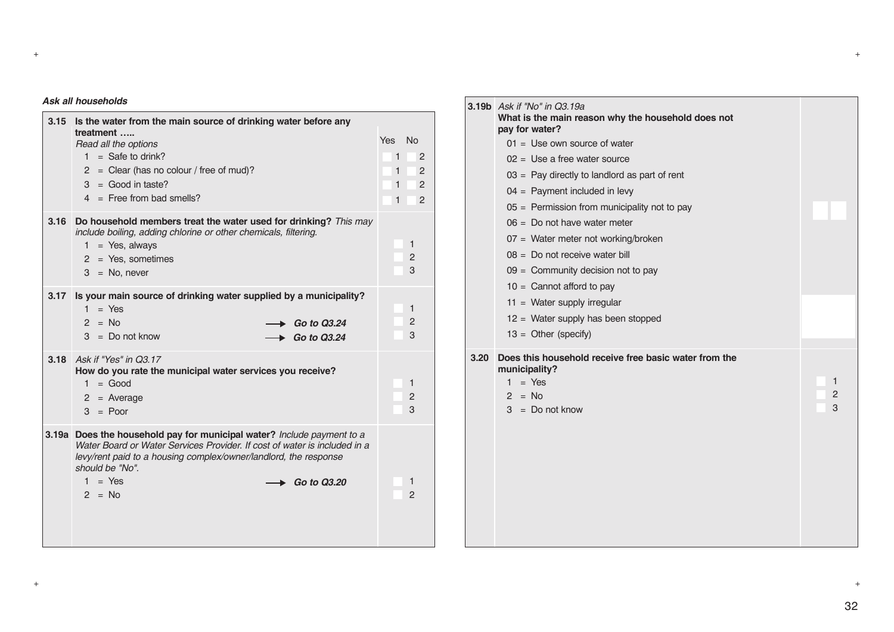*Ask all households*

**3.15 Is the water from the main source of drinking water before any treatment .....**

*Read all the options*

| | Yes | No |
|---|---|---|
| 1 = Safe to drink? | 1 | 2 |
| 2 = Clear (has no colour / free of mud)? | 1 | 2 |
| 3 = Good in taste? | 1 | 2 |
| 4 = Free from bad smells? | 1 | 2 |

**3.16 Do household members treat the water used for drinking?** *This may include boiling, adding chlorine or other chemicals, filtering.*

1 = Yes, always — 1
2 = Yes, sometimes — 2
3 = No, never — 3

**3.17 Is your main source of drinking water supplied by a municipality?**

1 = Yes — 1
2 = No → ***Go to Q3.24*** — 2
3 = Do not know → ***Go to Q3.24*** — 3

**3.18** *Ask if "Yes" in Q3.17*
**How do you rate the municipal water services you receive?**

1 = Good — 1
2 = Average — 2
3 = Poor — 3

**3.19a Does the household pay for municipal water?** *Include payment to a Water Board or Water Services Provider. If cost of water is included in a levy/rent paid to a housing complex/owner/landlord, the response should be "No".*

1 = Yes → ***Go to Q3.20*** — 1
2 = No — 2

**3.19b** *Ask if "No" in Q3.19a*
**What is the main reason why the household does not pay for water?**

01 = Use own source of water
02 = Use a free water source
03 = Pay directly to landlord as part of rent
04 = Payment included in levy
05 = Permission from municipality not to pay
06 = Do not have water meter
07 = Water meter not working/broken
08 = Do not receive water bill
09 = Community decision not to pay
10 = Cannot afford to pay
11 = Water supply irregular
12 = Water supply has been stopped
13 = Other (specify)

**3.20 Does this household receive free basic water from the municipality?**

1 = Yes — 1
2 = No — 2
3 = Do not know — 3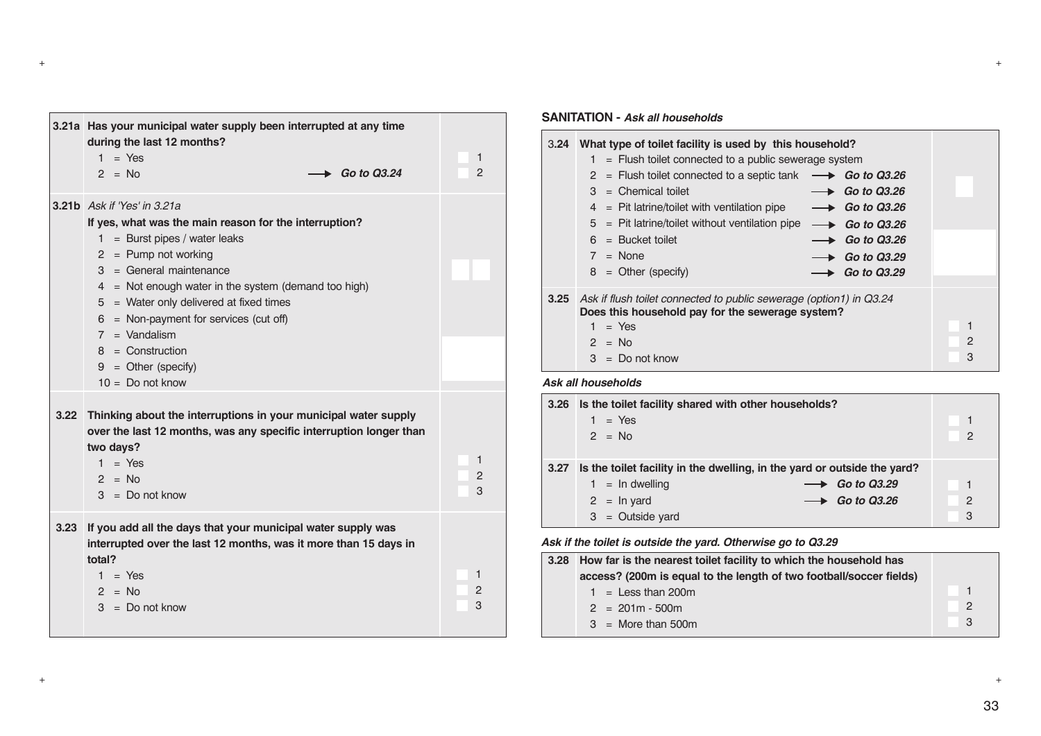**3.21a Has your municipal water supply been interrupted at any time during the last 12 months?**

1 = Yes — 1
2 = No → *Go to Q3.24* — 2

**3.21b** *Ask if 'Yes' in 3.21a*

**If yes, what was the main reason for the interruption?**

1 = Burst pipes / water leaks
2 = Pump not working
3 = General maintenance
4 = Not enough water in the system (demand too high)
5 = Water only delivered at fixed times
6 = Non-payment for services (cut off)
7 = Vandalism
8 = Construction
9 = Other (specify)
10 = Do not know

**3.22 Thinking about the interruptions in your municipal water supply over the last 12 months, was any specific interruption longer than two days?**

1 = Yes — 1
2 = No — 2
3 = Do not know — 3

**3.23 If you add all the days that your municipal water supply was interrupted over the last 12 months, was it more than 15 days in total?**

1 = Yes — 1
2 = No — 2
3 = Do not know — 3

## SANITATION - *Ask all households*

**3.24 What type of toilet facility is used by this household?**

1 = Flush toilet connected to a public sewerage system
2 = Flush toilet connected to a septic tank → *Go to Q3.26*
3 = Chemical toilet → *Go to Q3.26*
4 = Pit latrine/toilet with ventilation pipe → *Go to Q3.26*
5 = Pit latrine/toilet without ventilation pipe → *Go to Q3.26*
6 = Bucket toilet → *Go to Q3.26*
7 = None → *Go to Q3.29*
8 = Other (specify) → *Go to Q3.29*

**3.25** *Ask if flush toilet connected to public sewerage (option1) in Q3.24*

**Does this household pay for the sewerage system?**

1 = Yes — 1
2 = No — 2
3 = Do not know — 3

***Ask all households***

**3.26 Is the toilet facility shared with other households?**

1 = Yes — 1
2 = No — 2

**3.27 Is the toilet facility in the dwelling, in the yard or outside the yard?**

1 = In dwelling → *Go to Q3.29* — 1
2 = In yard → *Go to Q3.26* — 2
3 = Outside yard — 3

***Ask if the toilet is outside the yard. Otherwise go to Q3.29***

**3.28 How far is the nearest toilet facility to which the household has access? (200m is equal to the length of two football/soccer fields)**

1 = Less than 200m — 1
2 = 201m - 500m — 2
3 = More than 500m — 3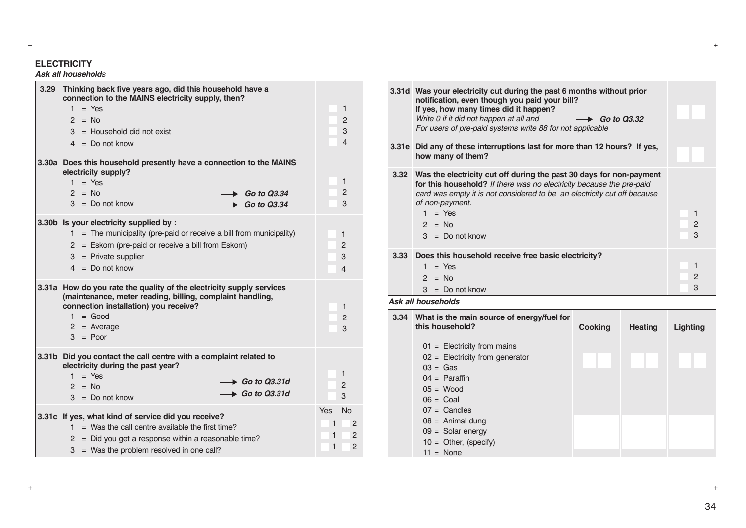## ELECTRICITY

***Ask all households***

| | | |
|---|---|---|
| **3.29** | **Thinking back five years ago, did this household have a connection to the MAINS electricity supply, then?**<br>1 = Yes<br>2 = No<br>3 = Household did not exist<br>4 = Do not know | 1<br>2<br>3<br>4 |
| **3.30a** | **Does this household presently have a connection to the MAINS electricity supply?**<br>1 = Yes<br>2 = No → ***Go to Q3.34***<br>3 = Do not know → ***Go to Q3.34*** | 1<br>2<br>3 |
| **3.30b** | **Is your electricity supplied by :**<br>1 = The municipality (pre-paid or receive a bill from municipality)<br>2 = Eskom (pre-paid or receive a bill from Eskom)<br>3 = Private supplier<br>4 = Do not know | 1<br>2<br>3<br>4 |
| **3.31a** | **How do you rate the quality of the electricity supply services (maintenance, meter reading, billing, complaint handling, connection installation) you receive?**<br>1 = Good<br>2 = Average<br>3 = Poor | 1<br>2<br>3 |
| **3.31b** | **Did you contact the call centre with a complaint related to electricity during the past year?**<br>1 = Yes<br>2 = No → ***Go to Q3.31d***<br>3 = Do not know → ***Go to Q3.31d*** | 1<br>2<br>3 |
| **3.31c** | **If yes, what kind of service did you receive?**<br>1 = Was the call centre available the first time?<br>2 = Did you get a response within a reasonable time?<br>3 = Was the problem resolved in one call? | Yes No<br>1 2<br>1 2<br>1 2 |
| **3.31d** | **Was your electricity cut during the past 6 months without prior notification, even though you paid your bill?**<br>**If yes, how many times did it happen?**<br>*Write 0 if it did not happen at all and* → ***Go to Q3.32***<br>*For users of pre-paid systems write 88 for not applicable* | |
| **3.31e** | **Did any of these interruptions last for more than 12 hours? If yes, how many of them?** | |
| **3.32** | **Was the electricity cut off during the past 30 days for non-payment for this household?** *If there was no electricity because the pre-paid card was empty it is not considered to be an electricity cut off because of non-payment.*<br>1 = Yes<br>2 = No<br>3 = Do not know | 1<br>2<br>3 |
| **3.33** | **Does this household receive free basic electricity?**<br>1 = Yes<br>2 = No<br>3 = Do not know | 1<br>2<br>3 |

***Ask all households***

| **3.34** | **What is the main source of energy/fuel for this household?** | **Cooking** | **Heating** | **Lighting** |
|---|---|---|---|---|
| | 01 = Electricity from mains<br>02 = Electricity from generator<br>03 = Gas<br>04 = Paraffin<br>05 = Wood<br>06 = Coal<br>07 = Candles<br>08 = Animal dung<br>09 = Solar energy<br>10 = Other, (specify)<br>11 = None | | | |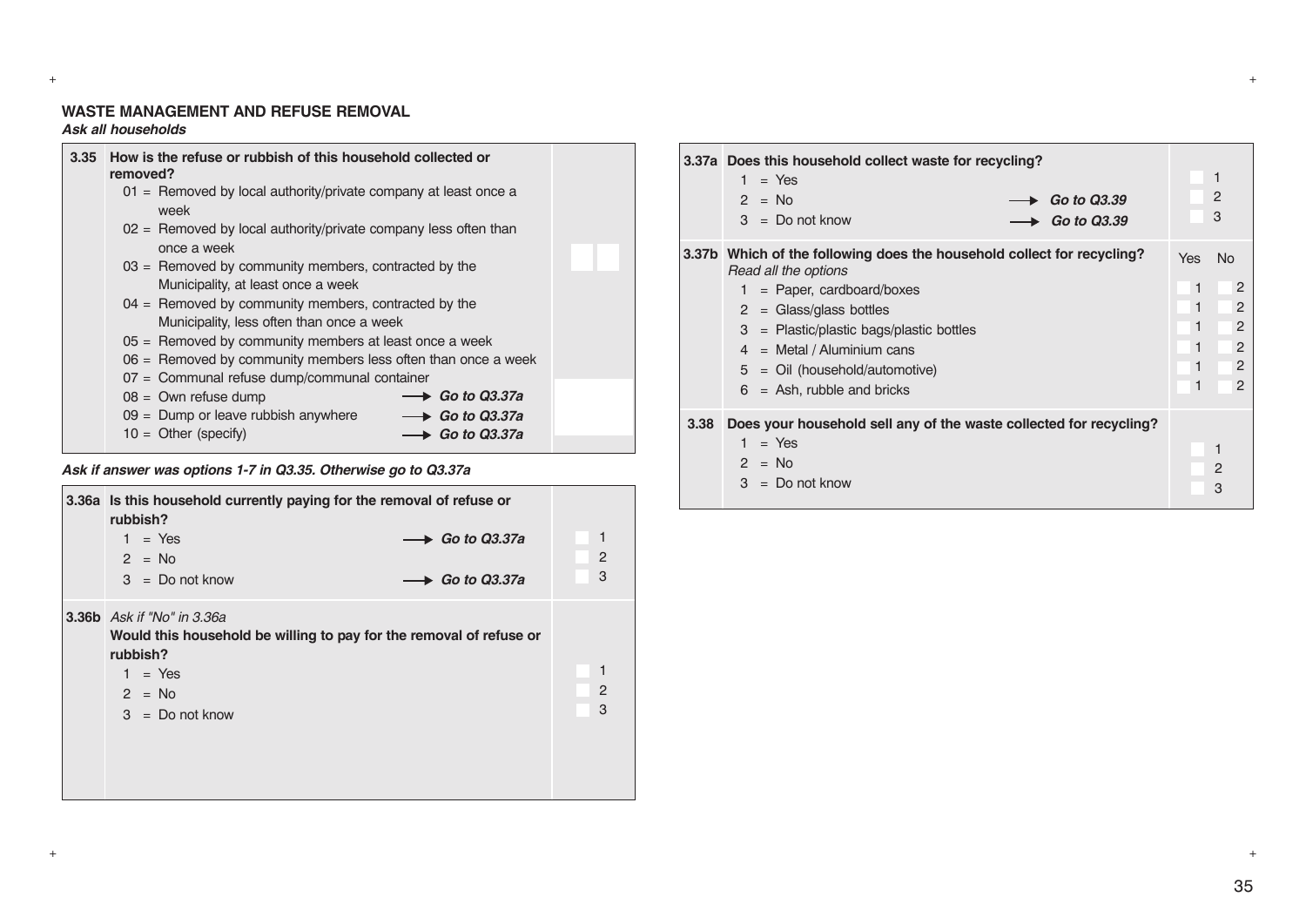## WASTE MANAGEMENT AND REFUSE REMOVAL

***Ask all households***

**3.35 How is the refuse or rubbish of this household collected or removed?**

- 01 = Removed by local authority/private company at least once a week
- 02 = Removed by local authority/private company less often than once a week
- 03 = Removed by community members, contracted by the Municipality, at least once a week
- 04 = Removed by community members, contracted by the Municipality, less often than once a week
- 05 = Removed by community members at least once a week
- 06 = Removed by community members less often than once a week
- 07 = Communal refuse dump/communal container
- 08 = Own refuse dump → ***Go to Q3.37a***
- 09 = Dump or leave rubbish anywhere → ***Go to Q3.37a***
- 10 = Other (specify) → ***Go to Q3.37a***

***Ask if answer was options 1-7 in Q3.35. Otherwise go to Q3.37a***

**3.36a Is this household currently paying for the removal of refuse or rubbish?**

- 1 = Yes → ***Go to Q3.37a***
- 2 = No
- 3 = Do not know → ***Go to Q3.37a***

**3.36b** *Ask if "No" in 3.36a*

**Would this household be willing to pay for the removal of refuse or rubbish?**

- 1 = Yes
- 2 = No
- 3 = Do not know

**3.37a Does this household collect waste for recycling?**

- 1 = Yes
- 2 = No → ***Go to Q3.39***
- 3 = Do not know → ***Go to Q3.39***

**3.37b Which of the following does the household collect for recycling?**

*Read all the options*

| | Yes | No |
|---|---|---|
| 1 = Paper, cardboard/boxes | 1 | 2 |
| 2 = Glass/glass bottles | 1 | 2 |
| 3 = Plastic/plastic bags/plastic bottles | 1 | 2 |
| 4 = Metal / Aluminium cans | 1 | 2 |
| 5 = Oil (household/automotive) | 1 | 2 |
| 6 = Ash, rubble and bricks | 1 | 2 |

**3.38 Does your household sell any of the waste collected for recycling?**

- 1 = Yes
- 2 = No
- 3 = Do not know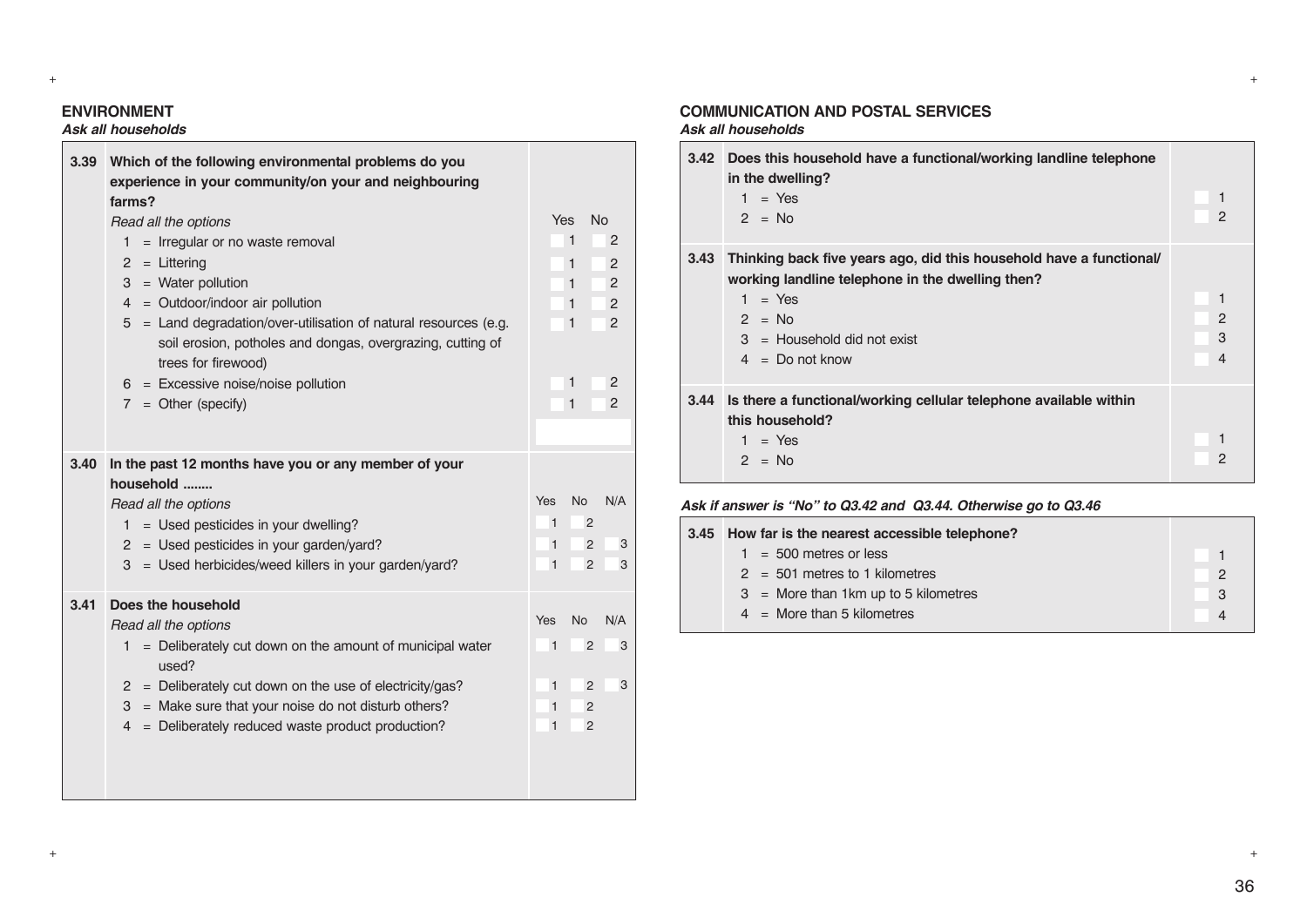## ENVIRONMENT

***Ask all households***

| | | |
|---|---|---|
| **3.39** | **Which of the following environmental problems do you experience in your community/on your and neighbouring farms?** | |
| | *Read all the options* | Yes / No |
| | 1 = Irregular or no waste removal | 1 / 2 |
| | 2 = Littering | 1 / 2 |
| | 3 = Water pollution | 1 / 2 |
| | 4 = Outdoor/indoor air pollution | 1 / 2 |
| | 5 = Land degradation/over-utilisation of natural resources (e.g. soil erosion, potholes and dongas, overgrazing, cutting of trees for firewood) | 1 / 2 |
| | 6 = Excessive noise/noise pollution | 1 / 2 |
| | 7 = Other (specify) | 1 / 2 |

| | | |
|---|---|---|
| **3.40** | **In the past 12 months have you or any member of your household ........** | |
| | *Read all the options* | Yes / No / N/A |
| | 1 = Used pesticides in your dwelling? | 1 / 2 |
| | 2 = Used pesticides in your garden/yard? | 1 / 2 / 3 |
| | 3 = Used herbicides/weed killers in your garden/yard? | 1 / 2 / 3 |

| | | |
|---|---|---|
| **3.41** | **Does the household** | |
| | *Read all the options* | Yes / No / N/A |
| | 1 = Deliberately cut down on the amount of municipal water used? | 1 / 2 / 3 |
| | 2 = Deliberately cut down on the use of electricity/gas? | 1 / 2 / 3 |
| | 3 = Make sure that your noise do not disturb others? | 1 / 2 |
| | 4 = Deliberately reduced waste product production? | 1 / 2 |

## COMMUNICATION AND POSTAL SERVICES

***Ask all households***

| | | |
|---|---|---|
| **3.42** | **Does this household have a functional/working landline telephone in the dwelling?** | |
| | 1 = Yes | 1 |
| | 2 = No | 2 |
| **3.43** | **Thinking back five years ago, did this household have a functional/ working landline telephone in the dwelling then?** | |
| | 1 = Yes | 1 |
| | 2 = No | 2 |
| | 3 = Household did not exist | 3 |
| | 4 = Do not know | 4 |
| **3.44** | **Is there a functional/working cellular telephone available within this household?** | |
| | 1 = Yes | 1 |
| | 2 = No | 2 |

***Ask if answer is "No" to Q3.42 and Q3.44. Otherwise go to Q3.46***

| | | |
|---|---|---|
| **3.45** | **How far is the nearest accessible telephone?** | |
| | 1 = 500 metres or less | 1 |
| | 2 = 501 metres to 1 kilometres | 2 |
| | 3 = More than 1km up to 5 kilometres | 3 |
| | 4 = More than 5 kilometres | 4 |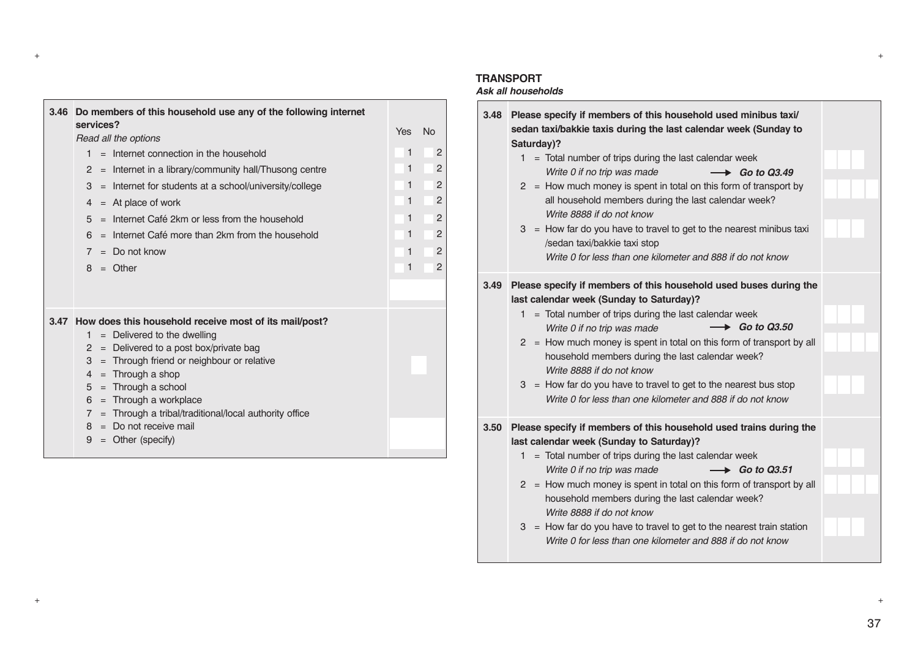| 3.46 | Do members of this household use any of the following internet services? *Read all the options* | Yes | No |
|---|---|---|---|
| | 1 = Internet connection in the household | 1 | 2 |
| | 2 = Internet in a library/community hall/Thusong centre | 1 | 2 |
| | 3 = Internet for students at a school/university/college | 1 | 2 |
| | 4 = At place of work | 1 | 2 |
| | 5 = Internet Café 2km or less from the household | 1 | 2 |
| | 6 = Internet Café more than 2km from the household | 1 | 2 |
| | 7 = Do not know | 1 | 2 |
| | 8 = Other | 1 | 2 |

| 3.47 | How does this household receive most of its mail/post? |
|---|---|
| | 1 = Delivered to the dwelling |
| | 2 = Delivered to a post box/private bag |
| | 3 = Through friend or neighbour or relative |
| | 4 = Through a shop |
| | 5 = Through a school |
| | 6 = Through a workplace |
| | 7 = Through a tribal/traditional/local authority office |
| | 8 = Do not receive mail |
| | 9 = Other (specify) |

## TRANSPORT

***Ask all households***

| | |
|---|---|
| 3.48 | **Please specify if members of this household used minibus taxi/ sedan taxi/bakkie taxis during the last calendar week (Sunday to Saturday)?** |
| | 1 = Total number of trips during the last calendar week *Write 0 if no trip was made* → ***Go to Q3.49*** |
| | 2 = How much money is spent in total on this form of transport by all household members during the last calendar week? *Write 8888 if do not know* |
| | 3 = How far do you have to travel to get to the nearest minibus taxi /sedan taxi/bakkie taxi stop *Write 0 for less than one kilometer and 888 if do not know* |
| 3.49 | **Please specify if members of this household used buses during the last calendar week (Sunday to Saturday)?** |
| | 1 = Total number of trips during the last calendar week *Write 0 if no trip was made* → ***Go to Q3.50*** |
| | 2 = How much money is spent in total on this form of transport by all household members during the last calendar week? *Write 8888 if do not know* |
| | 3 = How far do you have to travel to get to the nearest bus stop *Write 0 for less than one kilometer and 888 if do not know* |
| 3.50 | **Please specify if members of this household used trains during the last calendar week (Sunday to Saturday)?** |
| | 1 = Total number of trips during the last calendar week *Write 0 if no trip was made* → ***Go to Q3.51*** |
| | 2 = How much money is spent in total on this form of transport by all household members during the last calendar week? *Write 8888 if do not know* |
| | 3 = How far do you have to travel to get to the nearest train station *Write 0 for less than one kilometer and 888 if do not know* |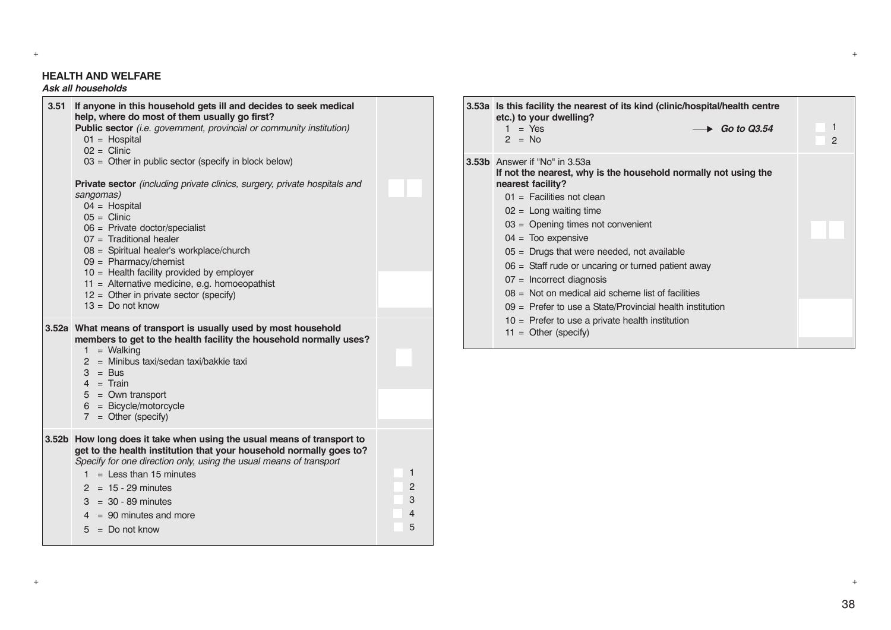## HEALTH AND WELFARE

***Ask all households***

**3.51 If anyone in this household gets ill and decides to seek medical help, where do most of them usually go first?**

**Public sector** *(i.e. government, provincial or community institution)*

- 01 = Hospital
- 02 = Clinic
- 03 = Other in public sector (specify in block below)

**Private sector** *(including private clinics, surgery, private hospitals and sangomas)*

- 04 = Hospital
- 05 = Clinic
- 06 = Private doctor/specialist
- 07 = Traditional healer
- 08 = Spiritual healer's workplace/church
- 09 = Pharmacy/chemist
- 10 = Health facility provided by employer
- 11 = Alternative medicine, e.g. homoeopathist
- 12 = Other in private sector (specify)
- 13 = Do not know

**3.52a What means of transport is usually used by most household members to get to the health facility the household normally uses?**

- 1 = Walking
- 2 = Minibus taxi/sedan taxi/bakkie taxi
- 3 = Bus
- 4 = Train
- 5 = Own transport
- 6 = Bicycle/motorcycle
- 7 = Other (specify)

**3.52b How long does it take when using the usual means of transport to get to the health institution that your household normally goes to?**

*Specify for one direction only, using the usual means of transport*

- 1 = Less than 15 minutes — 1
- 2 = 15 - 29 minutes — 2
- 3 = 30 - 89 minutes — 3
- 4 = 90 minutes and more — 4
- 5 = Do not know — 5

**3.53a Is this facility the nearest of its kind (clinic/hospital/health centre etc.) to your dwelling?**

- 1 = Yes → ***Go to Q3.54*** — 1
- 2 = No — 2

**3.53b** Answer if "No" in 3.53a

**If not the nearest, why is the household normally not using the nearest facility?**

- 01 = Facilities not clean
- 02 = Long waiting time
- 03 = Opening times not convenient
- 04 = Too expensive
- 05 = Drugs that were needed, not available
- 06 = Staff rude or uncaring or turned patient away
- 07 = Incorrect diagnosis
- 08 = Not on medical aid scheme list of facilities
- 09 = Prefer to use a State/Provincial health institution
- 10 = Prefer to use a private health institution
- 11 = Other (specify)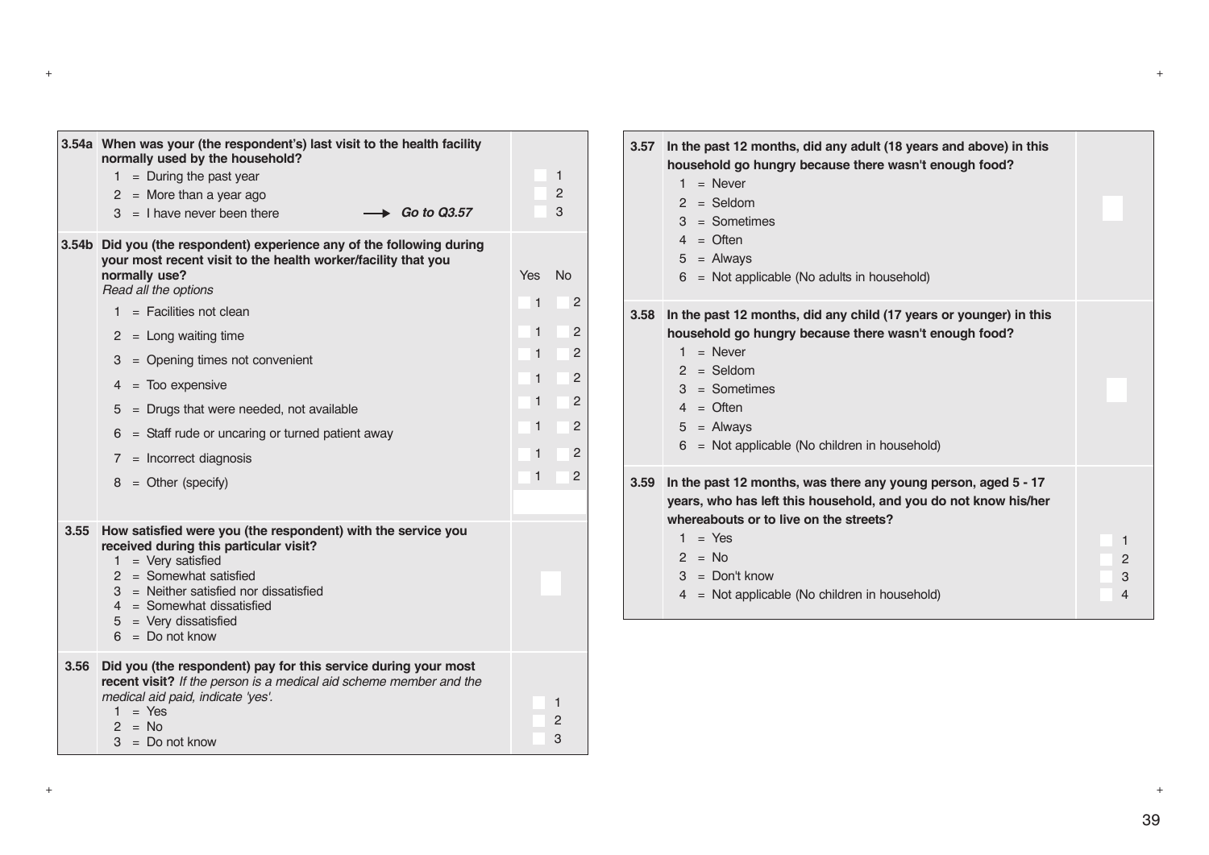| | | |
|---|---|---|
| **3.54a** | **When was your (the respondent's) last visit to the health facility normally used by the household?**<br>1 = During the past year<br>2 = More than a year ago<br>3 = I have never been there → ***Go to Q3.57*** | 1<br>2<br>3 |
| **3.54b** | **Did you (the respondent) experience any of the following during your most recent visit to the health worker/facility that you normally use?**<br>*Read all the options* | Yes No |
| | 1 = Facilities not clean | 1 2 |
| | 2 = Long waiting time | 1 2 |
| | 3 = Opening times not convenient | 1 2 |
| | 4 = Too expensive | 1 2 |
| | 5 = Drugs that were needed, not available | 1 2 |
| | 6 = Staff rude or uncaring or turned patient away | 1 2 |
| | 7 = Incorrect diagnosis | 1 2 |
| | 8 = Other (specify) | 1 2 |
| **3.55** | **How satisfied were you (the respondent) with the service you received during this particular visit?**<br>1 = Very satisfied<br>2 = Somewhat satisfied<br>3 = Neither satisfied nor dissatisfied<br>4 = Somewhat dissatisfied<br>5 = Very dissatisfied<br>6 = Do not know | |
| **3.56** | **Did you (the respondent) pay for this service during your most recent visit?** *If the person is a medical aid scheme member and the medical aid paid, indicate 'yes'.*<br>1 = Yes<br>2 = No<br>3 = Do not know | 1<br>2<br>3 |

| | | |
|---|---|---|
| **3.57** | **In the past 12 months, did any adult (18 years and above) in this household go hungry because there wasn't enough food?**<br>1 = Never<br>2 = Seldom<br>3 = Sometimes<br>4 = Often<br>5 = Always<br>6 = Not applicable (No adults in household) | |
| **3.58** | **In the past 12 months, did any child (17 years or younger) in this household go hungry because there wasn't enough food?**<br>1 = Never<br>2 = Seldom<br>3 = Sometimes<br>4 = Often<br>5 = Always<br>6 = Not applicable (No children in household) | |
| **3.59** | **In the past 12 months, was there any young person, aged 5 - 17 years, who has left this household, and you do not know his/her whereabouts or to live on the streets?**<br>1 = Yes<br>2 = No<br>3 = Don't know<br>4 = Not applicable (No children in household) | 1<br>2<br>3<br>4 |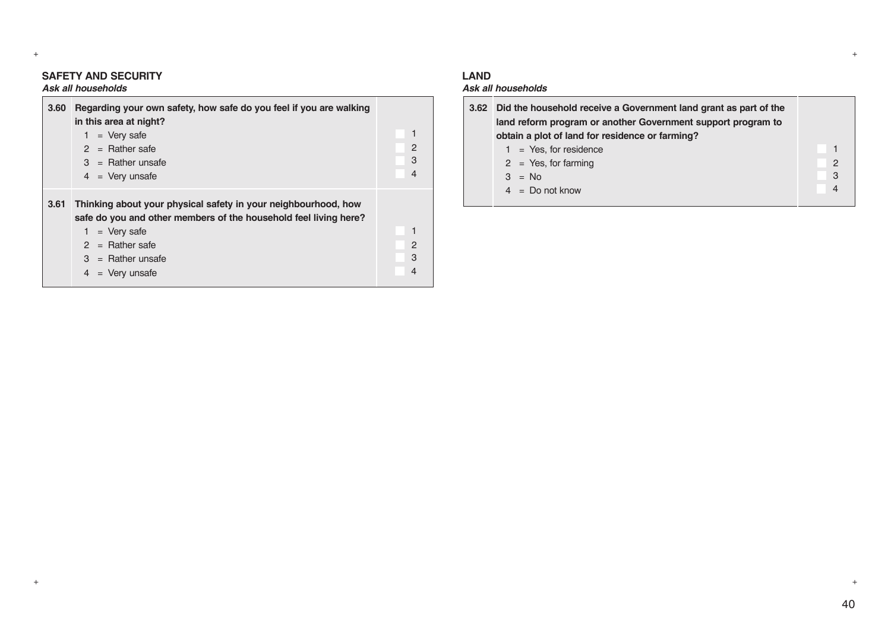## SAFETY AND SECURITY

***Ask all households***

| | | |
|---|---|---|
| **3.60** | **Regarding your own safety, how safe do you feel if you are walking in this area at night?**<br>1 = Very safe<br>2 = Rather safe<br>3 = Rather unsafe<br>4 = Very unsafe | 1<br>2<br>3<br>4 |
| **3.61** | **Thinking about your physical safety in your neighbourhood, how safe do you and other members of the household feel living here?**<br>1 = Very safe<br>2 = Rather safe<br>3 = Rather unsafe<br>4 = Very unsafe | 1<br>2<br>3<br>4 |

## LAND

***Ask all households***

| | | |
|---|---|---|
| **3.62** | **Did the household receive a Government land grant as part of the land reform program or another Government support program to obtain a plot of land for residence or farming?**<br>1 = Yes, for residence<br>2 = Yes, for farming<br>3 = No<br>4 = Do not know | 1<br>2<br>3<br>4 |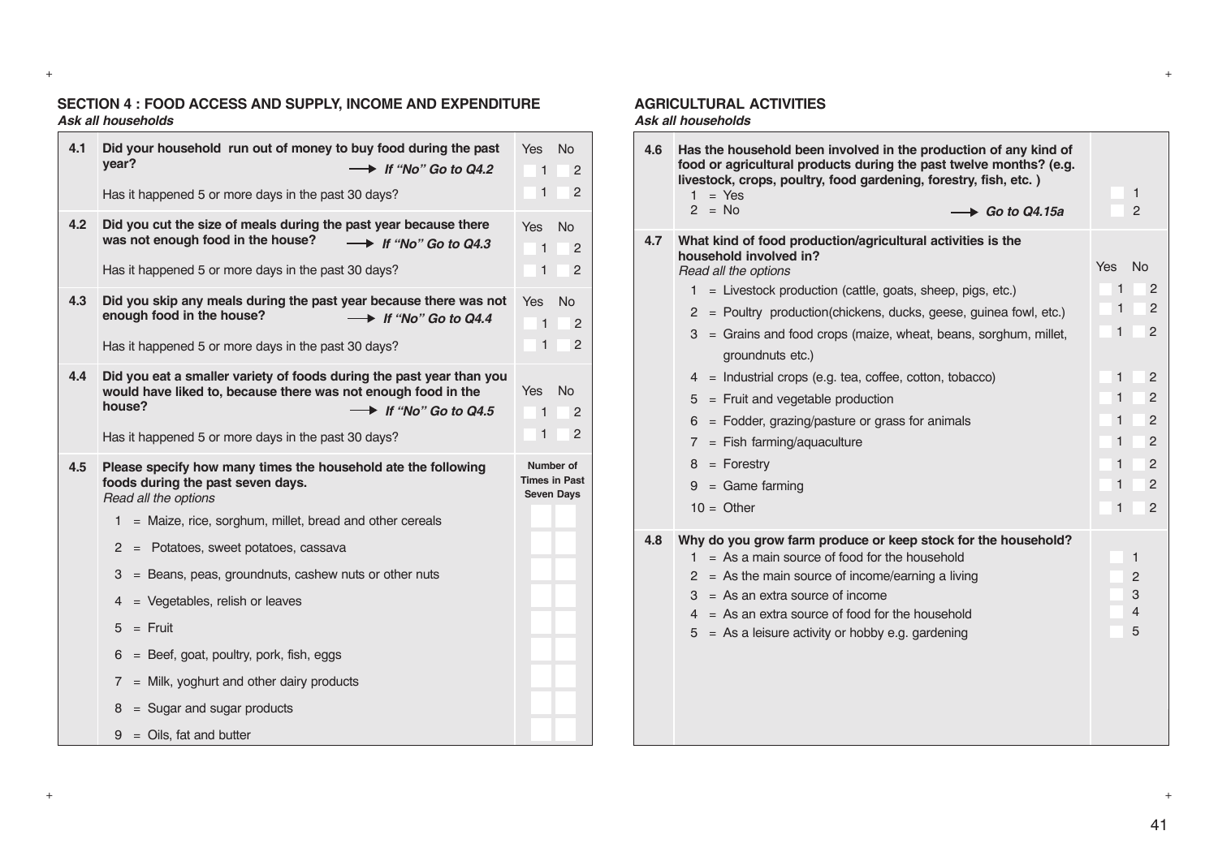## SECTION 4 : FOOD ACCESS AND SUPPLY, INCOME AND EXPENDITURE

***Ask all households***

| | | |
|---|---|---|
| **4.1** | **Did your household run out of money to buy food during the past year?** → ***If "No" Go to Q4.2*** | Yes 1 / No 2 |
| | Has it happened 5 or more days in the past 30 days? | 1 / 2 |
| **4.2** | **Did you cut the size of meals during the past year because there was not enough food in the house?** → ***If "No" Go to Q4.3*** | Yes 1 / No 2 |
| | Has it happened 5 or more days in the past 30 days? | 1 / 2 |
| **4.3** | **Did you skip any meals during the past year because there was not enough food in the house?** → ***If "No" Go to Q4.4*** | Yes 1 / No 2 |
| | Has it happened 5 or more days in the past 30 days? | 1 / 2 |
| **4.4** | **Did you eat a smaller variety of foods during the past year than you would have liked to, because there was not enough food in the house?** → ***If "No" Go to Q4.5*** | Yes 1 / No 2 |
| | Has it happened 5 or more days in the past 30 days? | 1 / 2 |

| **4.5** | **Please specify how many times the household ate the following foods during the past seven days.** *Read all the options* | **Number of Times in Past Seven Days** |
|---|---|---|
| | 1 = Maize, rice, sorghum, millet, bread and other cereals | |
| | 2 = Potatoes, sweet potatoes, cassava | |
| | 3 = Beans, peas, groundnuts, cashew nuts or other nuts | |
| | 4 = Vegetables, relish or leaves | |
| | 5 = Fruit | |
| | 6 = Beef, goat, poultry, pork, fish, eggs | |
| | 7 = Milk, yoghurt and other dairy products | |
| | 8 = Sugar and sugar products | |
| | 9 = Oils, fat and butter | |

## AGRICULTURAL ACTIVITIES

***Ask all households***

| **4.6** | **Has the household been involved in the production of any kind of food or agricultural products during the past twelve months? (e.g. livestock, crops, poultry, food gardening, forestry, fish, etc. )** | |
|---|---|---|
| | 1 = Yes | 1 |
| | 2 = No → ***Go to Q4.15a*** | 2 |

| **4.7** | **What kind of food production/agricultural activities is the household involved in?** *Read all the options* | Yes | No |
|---|---|---|---|
| | 1 = Livestock production (cattle, goats, sheep, pigs, etc.) | 1 | 2 |
| | 2 = Poultry production(chickens, ducks, geese, guinea fowl, etc.) | 1 | 2 |
| | 3 = Grains and food crops (maize, wheat, beans, sorghum, millet, groundnuts etc.) | 1 | 2 |
| | 4 = Industrial crops (e.g. tea, coffee, cotton, tobacco) | 1 | 2 |
| | 5 = Fruit and vegetable production | 1 | 2 |
| | 6 = Fodder, grazing/pasture or grass for animals | 1 | 2 |
| | 7 = Fish farming/aquaculture | 1 | 2 |
| | 8 = Forestry | 1 | 2 |
| | 9 = Game farming | 1 | 2 |
| | 10 = Other | 1 | 2 |

| **4.8** | **Why do you grow farm produce or keep stock for the household?** | |
|---|---|---|
| | 1 = As a main source of food for the household | 1 |
| | 2 = As the main source of income/earning a living | 2 |
| | 3 = As an extra source of income | 3 |
| | 4 = As an extra source of food for the household | 4 |
| | 5 = As a leisure activity or hobby e.g. gardening | 5 |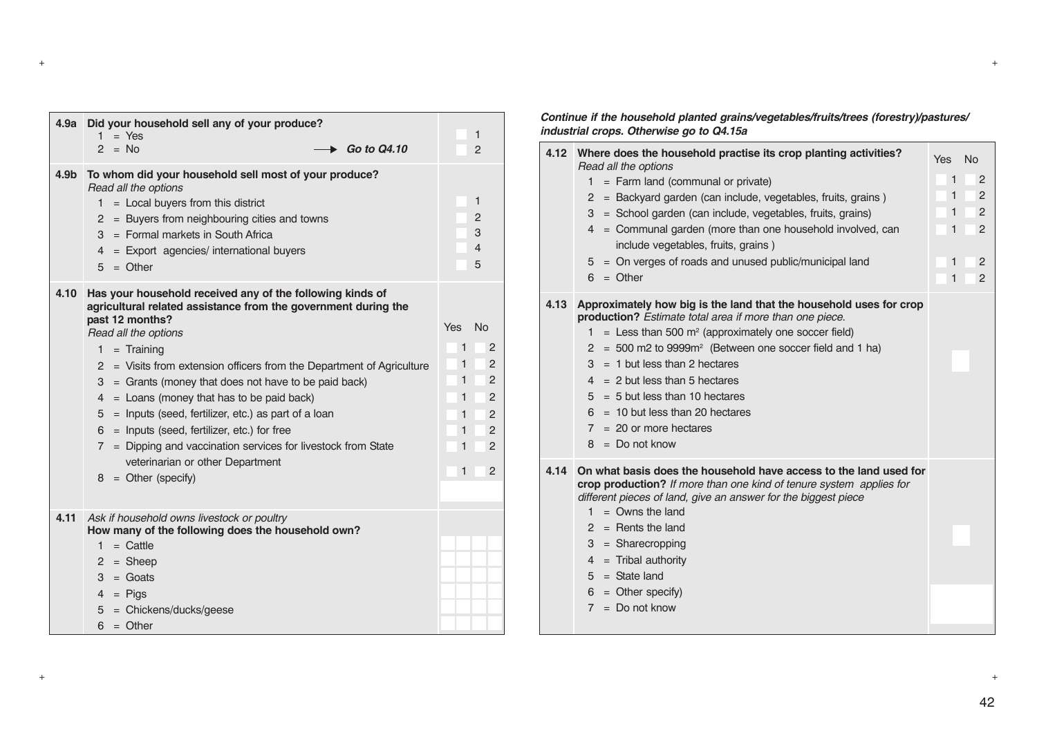| | | |
|---|---|---|
| **4.9a** | **Did your household sell any of your produce?**<br>1 = Yes<br>2 = No → ***Go to Q4.10*** | 1<br>2 |
| **4.9b** | **To whom did your household sell most of your produce?**<br>*Read all the options*<br>1 = Local buyers from this district<br>2 = Buyers from neighbouring cities and towns<br>3 = Formal markets in South Africa<br>4 = Export agencies/ international buyers<br>5 = Other | 1<br>2<br>3<br>4<br>5 |

| | | Yes | No |
|---|---|---|---|
| **4.10** | **Has your household received any of the following kinds of agricultural related assistance from the government during the past 12 months?**<br>*Read all the options* | | |
| | 1 = Training | 1 | 2 |
| | 2 = Visits from extension officers from the Department of Agriculture | 1 | 2 |
| | 3 = Grants (money that does not have to be paid back) | 1 | 2 |
| | 4 = Loans (money that has to be paid back) | 1 | 2 |
| | 5 = Inputs (seed, fertilizer, etc.) as part of a loan | 1 | 2 |
| | 6 = Inputs (seed, fertilizer, etc.) for free | 1 | 2 |
| | 7 = Dipping and vaccination services for livestock from State veterinarian or other Department | 1 | 2 |
| | 8 = Other (specify) | 1 | 2 |

| | | |
|---|---|---|
| **4.11** | *Ask if household owns livestock or poultry*<br>**How many of the following does the household own?** | |
| | 1 = Cattle | |
| | 2 = Sheep | |
| | 3 = Goats | |
| | 4 = Pigs | |
| | 5 = Chickens/ducks/geese | |
| | 6 = Other | |

***Continue if the household planted grains/vegetables/fruits/trees (forestry)/pastures/ industrial crops. Otherwise go to Q4.15a***

| | | Yes | No |
|---|---|---|---|
| **4.12** | **Where does the household practise its crop planting activities?**<br>*Read all the options* | | |
| | 1 = Farm land (communal or private) | 1 | 2 |
| | 2 = Backyard garden (can include, vegetables, fruits, grains ) | 1 | 2 |
| | 3 = School garden (can include, vegetables, fruits, grains) | 1 | 2 |
| | 4 = Communal garden (more than one household involved, can include vegetables, fruits, grains ) | 1 | 2 |
| | 5 = On verges of roads and unused public/municipal land | 1 | 2 |
| | 6 = Other | 1 | 2 |

| | | |
|---|---|---|
| **4.13** | **Approximately how big is the land that the household uses for crop production?** *Estimate total area if more than one piece.*<br>1 = Less than 500 m² (approximately one soccer field)<br>2 = 500 m2 to 9999m² (Between one soccer field and 1 ha)<br>3 = 1 but less than 2 hectares<br>4 = 2 but less than 5 hectares<br>5 = 5 but less than 10 hectares<br>6 = 10 but less than 20 hectares<br>7 = 20 or more hectares<br>8 = Do not know | |
| **4.14** | **On what basis does the household have access to the land used for crop production?** *If more than one kind of tenure system applies for different pieces of land, give an answer for the biggest piece*<br>1 = Owns the land<br>2 = Rents the land<br>3 = Sharecropping<br>4 = Tribal authority<br>5 = State land<br>6 = Other specify)<br>7 = Do not know | |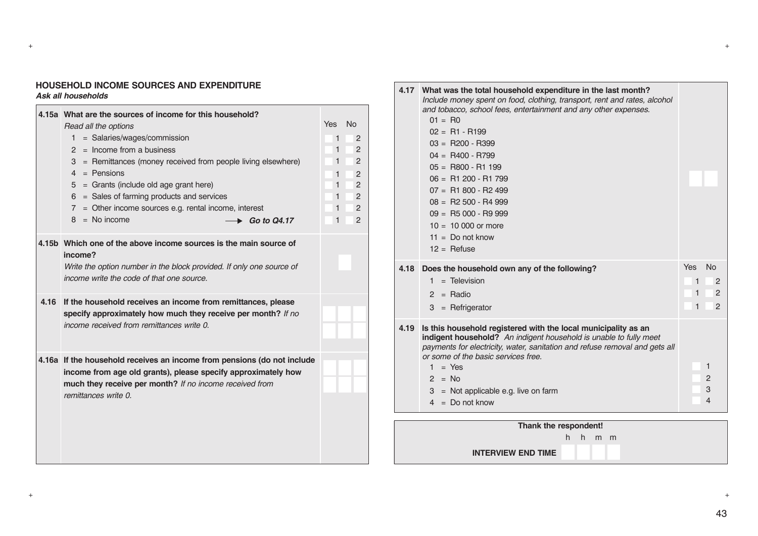## HOUSEHOLD INCOME SOURCES AND EXPENDITURE

***Ask all households***

| | | | |
|---|---|---|---|
| **4.15a** | **What are the sources of income for this household?** *Read all the options* | Yes | No |
| | 1 = Salaries/wages/commission | 1 | 2 |
| | 2 = Income from a business | 1 | 2 |
| | 3 = Remittances (money received from people living elsewhere) | 1 | 2 |
| | 4 = Pensions | 1 | 2 |
| | 5 = Grants (include old age grant here) | 1 | 2 |
| | 6 = Sales of farming products and services | 1 | 2 |
| | 7 = Other income sources e.g. rental income, interest | 1 | 2 |
| | 8 = No income → ***Go to Q4.17*** | 1 | 2 |
| **4.15b** | **Which one of the above income sources is the main source of income?** *Write the option number in the block provided. If only one source of income write the code of that one source.* | | |
| **4.16** | **If the household receives an income from remittances, please specify approximately how much they receive per month?** *If no income received from remittances write 0.* | | |
| **4.16a** | **If the household receives an income from pensions (do not include income from age old grants), please specify approximately how much they receive per month?** *If no income received from remittances write 0.* | | |

| | | | |
|---|---|---|---|
| **4.17** | **What was the total household expenditure in the last month?** *Include money spent on food, clothing, transport, rent and rates, alcohol and tobacco, school fees, entertainment and any other expenses.*<br>01 = R0<br>02 = R1 - R199<br>03 = R200 - R399<br>04 = R400 - R799<br>05 = R800 - R1 199<br>06 = R1 200 - R1 799<br>07 = R1 800 - R2 499<br>08 = R2 500 - R4 999<br>09 = R5 000 - R9 999<br>10 = 10 000 or more<br>11 = Do not know<br>12 = Refuse | | |
| **4.18** | **Does the household own any of the following?** | Yes | No |
| | 1 = Television | 1 | 2 |
| | 2 = Radio | 1 | 2 |
| | 3 = Refrigerator | 1 | 2 |
| **4.19** | **Is this household registered with the local municipality as an indigent household?** *An indigent household is unable to fully meet payments for electricity, water, sanitation and refuse removal and gets all or some of the basic services free.* | | |
| | 1 = Yes | 1 | |
| | 2 = No | 2 | |
| | 3 = Not applicable e.g. live on farm | 3 | |
| | 4 = Do not know | 4 | |

**Thank the respondent!**

**INTERVIEW END TIME** h h m m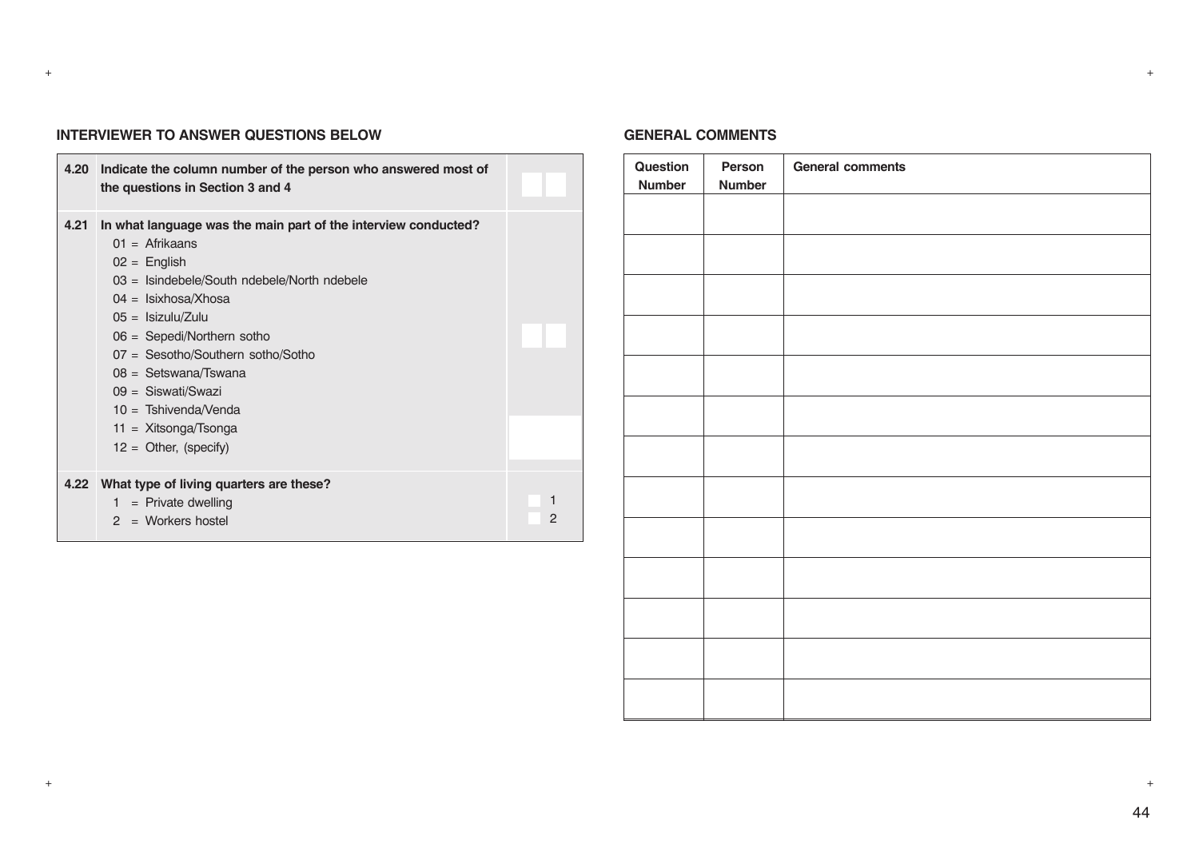## INTERVIEWER TO ANSWER QUESTIONS BELOW

| | | |
|---|---|---|
| 4.20 | **Indicate the column number of the person who answered most of the questions in Section 3 and 4** | |
| 4.21 | **In what language was the main part of the interview conducted?**<br>01 = Afrikaans<br>02 = English<br>03 = Isindebele/South ndebele/North ndebele<br>04 = Isixhosa/Xhosa<br>05 = Isizulu/Zulu<br>06 = Sepedi/Northern sotho<br>07 = Sesotho/Southern sotho/Sotho<br>08 = Setswana/Tswana<br>09 = Siswati/Swazi<br>10 = Tshivenda/Venda<br>11 = Xitsonga/Tsonga<br>12 = Other, (specify) | |
| 4.22 | **What type of living quarters are these?**<br>1 = Private dwelling<br>2 = Workers hostel | 1<br>2 |

## GENERAL COMMENTS

| Question Number | Person Number | General comments |
|---|---|---|
| | | |
| | | |
| | | |
| | | |
| | | |
| | | |
| | | |
| | | |
| | | |
| | | |
| | | |
| | | |
| | | |